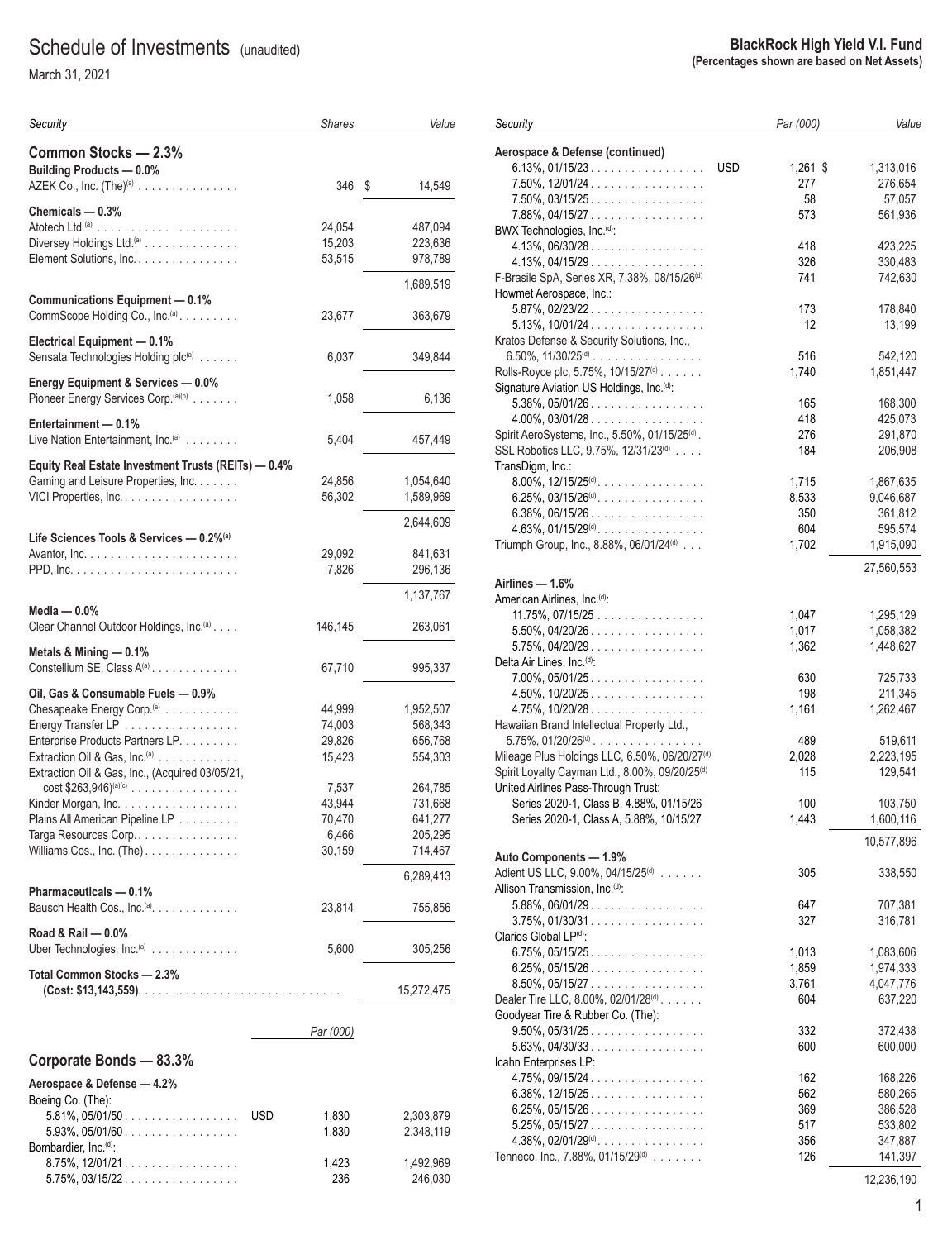# Schedule of Investments (unaudited)

March 31, 2021

**BlackRock High Yield V.I. Fund**
**(Percentages shown are based on Net Assets)**

| Security | Shares | Value |
|---|---|---|
| **Common Stocks — 2.3%** | | |
| **Building Products — 0.0%** | | |
| AZEK Co., Inc. (The)[(a)] | 346 | $ 14,549 |
| **Chemicals — 0.3%** | | |
| Atotech Ltd.[(a)] | 24,054 | 487,094 |
| Diversey Holdings Ltd.[(a)] | 15,203 | 223,636 |
| Element Solutions, Inc. | 53,515 | 978,789 |
| | | 1,689,519 |
| **Communications Equipment — 0.1%** | | |
| CommScope Holding Co., Inc.[(a)] | 23,677 | 363,679 |
| **Electrical Equipment — 0.1%** | | |
| Sensata Technologies Holding plc[(a)] | 6,037 | 349,844 |
| **Energy Equipment & Services — 0.0%** | | |
| Pioneer Energy Services Corp.[(a)(b)] | 1,058 | 6,136 |
| **Entertainment — 0.1%** | | |
| Live Nation Entertainment, Inc.[(a)] | 5,404 | 457,449 |
| **Equity Real Estate Investment Trusts (REITs) — 0.4%** | | |
| Gaming and Leisure Properties, Inc. | 24,856 | 1,054,640 |
| VICI Properties, Inc. | 56,302 | 1,589,969 |
| | | 2,644,609 |
| **Life Sciences Tools & Services — 0.2%[(a)]** | | |
| Avantor, Inc. | 29,092 | 841,631 |
| PPD, Inc. | 7,826 | 296,136 |
| | | 1,137,767 |
| **Media — 0.0%** | | |
| Clear Channel Outdoor Holdings, Inc.[(a)] | 146,145 | 263,061 |
| **Metals & Mining — 0.1%** | | |
| Constellium SE, Class A[(a)] | 67,710 | 995,337 |
| **Oil, Gas & Consumable Fuels — 0.9%** | | |
| Chesapeake Energy Corp.[(a)] | 44,999 | 1,952,507 |
| Energy Transfer LP | 74,003 | 568,343 |
| Enterprise Products Partners LP. | 29,826 | 656,768 |
| Extraction Oil & Gas, Inc.[(a)] | 15,423 | 554,303 |
| Extraction Oil & Gas, Inc., (Acquired 03/05/21, cost $263,946)[(a)(c)] | 7,537 | 264,785 |
| Kinder Morgan, Inc. | 43,944 | 731,668 |
| Plains All American Pipeline LP | 70,470 | 641,277 |
| Targa Resources Corp. | 6,466 | 205,295 |
| Williams Cos., Inc. (The) | 30,159 | 714,467 |
| | | 6,289,413 |
| **Pharmaceuticals — 0.1%** | | |
| Bausch Health Cos., Inc.[(a)] | 23,814 | 755,856 |
| **Road & Rail — 0.0%** | | |
| Uber Technologies, Inc.[(a)] | 5,600 | 305,256 |
| **Total Common Stocks — 2.3%** **(Cost: $13,143,559)** | | 15,272,475 |

| Security | | Par (000) | Value |
|---|---|---|---|
| **Corporate Bonds — 83.3%** | | | |
| **Aerospace & Defense — 4.2%** | | | |
| Boeing Co. (The): | | | |
| 5.81%, 05/01/50 | USD | 1,830 | 2,303,879 |
| 5.93%, 05/01/60 | | 1,830 | 2,348,119 |
| Bombardier, Inc.[(d)]: | | | |
| 8.75%, 12/01/21 | | 1,423 | 1,492,969 |
| 5.75%, 03/15/22 | | 236 | 246,030 |
| **Aerospace & Defense (continued)** | | | |
| 6.13%, 01/15/23 | USD | 1,261 | $ 1,313,016 |
| 7.50%, 12/01/24 | | 277 | 276,654 |
| 7.50%, 03/15/25 | | 58 | 57,057 |
| 7.88%, 04/15/27 | | 573 | 561,936 |
| BWX Technologies, Inc.[(d)]: | | | |
| 4.13%, 06/30/28 | | 418 | 423,225 |
| 4.13%, 04/15/29 | | 326 | 330,483 |
| F-Brasile SpA, Series XR, 7.38%, 08/15/26[(d)] | | 741 | 742,630 |
| Howmet Aerospace, Inc.: | | | |
| 5.87%, 02/23/22 | | 173 | 178,840 |
| 5.13%, 10/01/24 | | 12 | 13,199 |
| Kratos Defense & Security Solutions, Inc., 6.50%, 11/30/25[(d)] | | 516 | 542,120 |
| Rolls-Royce plc, 5.75%, 10/15/27[(d)] | | 1,740 | 1,851,447 |
| Signature Aviation US Holdings, Inc.[(d)]: | | | |
| 5.38%, 05/01/26 | | 165 | 168,300 |
| 4.00%, 03/01/28 | | 418 | 425,073 |
| Spirit AeroSystems, Inc., 5.50%, 01/15/25[(d)] | | 276 | 291,870 |
| SSL Robotics LLC, 9.75%, 12/31/23[(d)] | | 184 | 206,908 |
| TransDigm, Inc.: | | | |
| 8.00%, 12/15/25[(d)] | | 1,715 | 1,867,635 |
| 6.25%, 03/15/26[(d)] | | 8,533 | 9,046,687 |
| 6.38%, 06/15/26 | | 350 | 361,812 |
| 4.63%, 01/15/29[(d)] | | 604 | 595,574 |
| Triumph Group, Inc., 8.88%, 06/01/24[(d)] | | 1,702 | 1,915,090 |
| | | | 27,560,553 |
| **Airlines — 1.6%** | | | |
| American Airlines, Inc.[(d)]: | | | |
| 11.75%, 07/15/25 | | 1,047 | 1,295,129 |
| 5.50%, 04/20/26 | | 1,017 | 1,058,382 |
| 5.75%, 04/20/29 | | 1,362 | 1,448,627 |
| Delta Air Lines, Inc.[(d)]: | | | |
| 7.00%, 05/01/25 | | 630 | 725,733 |
| 4.50%, 10/20/25 | | 198 | 211,345 |
| 4.75%, 10/20/28 | | 1,161 | 1,262,467 |
| Hawaiian Brand Intellectual Property Ltd., 5.75%, 01/20/26[(d)] | | 489 | 519,611 |
| Mileage Plus Holdings LLC, 6.50%, 06/20/27[(d)] | | 2,028 | 2,223,195 |
| Spirit Loyalty Cayman Ltd., 8.00%, 09/20/25[(d)] | | 115 | 129,541 |
| United Airlines Pass-Through Trust: | | | |
| Series 2020-1, Class B, 4.88%, 01/15/26 | | 100 | 103,750 |
| Series 2020-1, Class A, 5.88%, 10/15/27 | | 1,443 | 1,600,116 |
| | | | 10,577,896 |
| **Auto Components — 1.9%** | | | |
| Adient US LLC, 9.00%, 04/15/25[(d)] | | 305 | 338,550 |
| Allison Transmission, Inc.[(d)]: | | | |
| 5.88%, 06/01/29 | | 647 | 707,381 |
| 3.75%, 01/30/31 | | 327 | 316,781 |
| Clarios Global LP[(d)]: | | | |
| 6.75%, 05/15/25 | | 1,013 | 1,083,606 |
| 6.25%, 05/15/26 | | 1,859 | 1,974,333 |
| 8.50%, 05/15/27 | | 3,761 | 4,047,776 |
| Dealer Tire LLC, 8.00%, 02/01/28[(d)] | | 604 | 637,220 |
| Goodyear Tire & Rubber Co. (The): | | | |
| 9.50%, 05/31/25 | | 332 | 372,438 |
| 5.63%, 04/30/33 | | 600 | 600,000 |
| Icahn Enterprises LP: | | | |
| 4.75%, 09/15/24 | | 162 | 168,226 |
| 6.38%, 12/15/25 | | 562 | 580,265 |
| 6.25%, 05/15/26 | | 369 | 386,528 |
| 5.25%, 05/15/27 | | 517 | 533,802 |
| 4.38%, 02/01/29[(d)] | | 356 | 347,887 |
| Tenneco, Inc., 7.88%, 01/15/29[(d)] | | 126 | 141,397 |
| | | | 12,236,190 |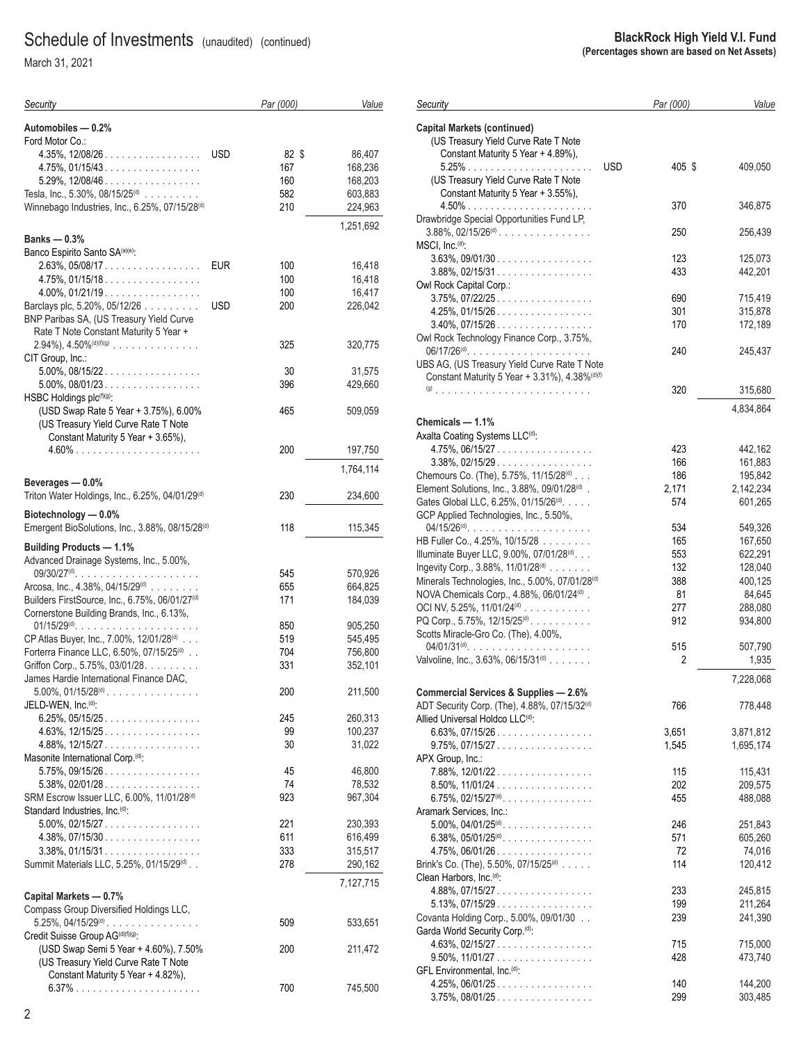# Schedule of Investments (unaudited) (continued)

March 31, 2021

**BlackRock High Yield V.I. Fund**
**(Percentages shown are based on Net Assets)**

| Security | | Par (000) | Value |
|---|---|---|---|
| **Automobiles — 0.2%** | | | |
| Ford Motor Co.: | | | |
| 4.35%, 12/08/26 | USD | 82 | $ 86,407 |
| 4.75%, 01/15/43 | | 167 | 168,236 |
| 5.29%, 12/08/46 | | 160 | 168,203 |
| Tesla, Inc., 5.30%, 08/15/25[(d)] | | 582 | 603,883 |
| Winnebago Industries, Inc., 6.25%, 07/15/28[(d)] | | 210 | 224,963 |
| | | | 1,251,692 |
| **Banks — 0.3%** | | | |
| Banco Espirito Santo SA[(a)(e)]: | | | |
| 2.63%, 05/08/17 | EUR | 100 | 16,418 |
| 4.75%, 01/15/18 | | 100 | 16,418 |
| 4.00%, 01/21/19 | | 100 | 16,417 |
| Barclays plc, 5.20%, 05/12/26 | USD | 200 | 226,042 |
| BNP Paribas SA, (US Treasury Yield Curve Rate T Note Constant Maturity 5 Year + 2.94%), 4.50%[(d)(f)(g)] | | 325 | 320,775 |
| CIT Group, Inc.: | | | |
| 5.00%, 08/15/22 | | 30 | 31,575 |
| 5.00%, 08/01/23 | | 396 | 429,660 |
| HSBC Holdings plc[(f)(g)]: | | | |
| (USD Swap Rate 5 Year + 3.75%), 6.00% | | 465 | 509,059 |
| (US Treasury Yield Curve Rate T Note Constant Maturity 5 Year + 3.65%), 4.60% | | 200 | 197,750 |
| | | | 1,764,114 |
| **Beverages — 0.0%** | | | |
| Triton Water Holdings, Inc., 6.25%, 04/01/29[(d)] | | 230 | 234,600 |
| **Biotechnology — 0.0%** | | | |
| Emergent BioSolutions, Inc., 3.88%, 08/15/28[(d)] | | 118 | 115,345 |
| **Building Products — 1.1%** | | | |
| Advanced Drainage Systems, Inc., 5.00%, 09/30/27[(d)] | | 545 | 570,926 |
| Arcosa, Inc., 4.38%, 04/15/29[(d)] | | 655 | 664,825 |
| Builders FirstSource, Inc., 6.75%, 06/01/27[(d)] | | 171 | 184,039 |
| Cornerstone Building Brands, Inc., 6.13%, 01/15/29[(d)] | | 850 | 905,250 |
| CP Atlas Buyer, Inc., 7.00%, 12/01/28[(d)] | | 519 | 545,495 |
| Forterra Finance LLC, 6.50%, 07/15/25[(d)] | | 704 | 756,800 |
| Griffon Corp., 5.75%, 03/01/28 | | 331 | 352,101 |
| James Hardie International Finance DAC, 5.00%, 01/15/28[(d)] | | 200 | 211,500 |
| JELD-WEN, Inc.[(d)]: | | | |
| 6.25%, 05/15/25 | | 245 | 260,313 |
| 4.63%, 12/15/25 | | 99 | 100,237 |
| 4.88%, 12/15/27 | | 30 | 31,022 |
| Masonite International Corp.[(d)]: | | | |
| 5.75%, 09/15/26 | | 45 | 46,800 |
| 5.38%, 02/01/28 | | 74 | 78,532 |
| SRM Escrow Issuer LLC, 6.00%, 11/01/28[(d)] | | 923 | 967,304 |
| Standard Industries, Inc.[(d)]: | | | |
| 5.00%, 02/15/27 | | 221 | 230,393 |
| 4.38%, 07/15/30 | | 611 | 616,499 |
| 3.38%, 01/15/31 | | 333 | 315,517 |
| Summit Materials LLC, 5.25%, 01/15/29[(d)] | | 278 | 290,162 |
| | | | 7,127,715 |
| **Capital Markets — 0.7%** | | | |
| Compass Group Diversified Holdings LLC, 5.25%, 04/15/29[(d)] | | 509 | 533,651 |
| Credit Suisse Group AG[(d)(f)(g)]: | | | |
| (USD Swap Semi 5 Year + 4.60%), 7.50% | | 200 | 211,472 |
| (US Treasury Yield Curve Rate T Note Constant Maturity 5 Year + 4.82%), 6.37% | | 700 | 745,500 |
| **Capital Markets (continued)** | | | |
| (US Treasury Yield Curve Rate T Note Constant Maturity 5 Year + 4.89%), 5.25% | USD | 405 | $ 409,050 |
| (US Treasury Yield Curve Rate T Note Constant Maturity 5 Year + 3.55%), 4.50% | | 370 | 346,875 |
| Drawbridge Special Opportunities Fund LP, 3.88%, 02/15/26[(d)] | | 250 | 256,439 |
| MSCI, Inc.[(d)]: | | | |
| 3.63%, 09/01/30 | | 123 | 125,073 |
| 3.88%, 02/15/31 | | 433 | 442,201 |
| Owl Rock Capital Corp.: | | | |
| 3.75%, 07/22/25 | | 690 | 715,419 |
| 4.25%, 01/15/26 | | 301 | 315,878 |
| 3.40%, 07/15/26 | | 170 | 172,189 |
| Owl Rock Technology Finance Corp., 3.75%, 06/17/26[(d)] | | 240 | 245,437 |
| UBS AG, (US Treasury Yield Curve Rate T Note Constant Maturity 5 Year + 3.31%), 4.38%[(d)(f)(g)] | | 320 | 315,680 |
| | | | 4,834,864 |
| **Chemicals — 1.1%** | | | |
| Axalta Coating Systems LLC[(d)]: | | | |
| 4.75%, 06/15/27 | | 423 | 442,162 |
| 3.38%, 02/15/29 | | 166 | 161,883 |
| Chemours Co. (The), 5.75%, 11/15/28[(d)] | | 186 | 195,842 |
| Element Solutions, Inc., 3.88%, 09/01/28[(d)] | | 2,171 | 2,142,234 |
| Gates Global LLC, 6.25%, 01/15/26[(d)] | | 574 | 601,265 |
| GCP Applied Technologies, Inc., 5.50%, 04/15/26[(d)] | | 534 | 549,326 |
| HB Fuller Co., 4.25%, 10/15/28 | | 165 | 167,650 |
| Illuminate Buyer LLC, 9.00%, 07/01/28[(d)] | | 553 | 622,291 |
| Ingevity Corp., 3.88%, 11/01/28[(d)] | | 132 | 128,040 |
| Minerals Technologies, Inc., 5.00%, 07/01/28[(d)] | | 388 | 400,125 |
| NOVA Chemicals Corp., 4.88%, 06/01/24[(d)] | | 81 | 84,645 |
| OCI NV, 5.25%, 11/01/24[(d)] | | 277 | 288,080 |
| PQ Corp., 5.75%, 12/15/25[(d)] | | 912 | 934,800 |
| Scotts Miracle-Gro Co. (The), 4.00%, 04/01/31[(d)] | | 515 | 507,790 |
| Valvoline, Inc., 3.63%, 06/15/31[(d)] | | 2 | 1,935 |
| | | | 7,228,068 |
| **Commercial Services & Supplies — 2.6%** | | | |
| ADT Security Corp. (The), 4.88%, 07/15/32[(d)] | | 766 | 778,448 |
| Allied Universal Holdco LLC[(d)]: | | | |
| 6.63%, 07/15/26 | | 3,651 | 3,871,812 |
| 9.75%, 07/15/27 | | 1,545 | 1,695,174 |
| APX Group, Inc.: | | | |
| 7.88%, 12/01/22 | | 115 | 115,431 |
| 8.50%, 11/01/24 | | 202 | 209,575 |
| 6.75%, 02/15/27[(d)] | | 455 | 488,088 |
| Aramark Services, Inc.: | | | |
| 5.00%, 04/01/25[(d)] | | 246 | 251,843 |
| 6.38%, 05/01/25[(d)] | | 571 | 605,260 |
| 4.75%, 06/01/26 | | 72 | 74,016 |
| Brink's Co. (The), 5.50%, 07/15/25[(d)] | | 114 | 120,412 |
| Clean Harbors, Inc.[(d)]: | | | |
| 4.88%, 07/15/27 | | 233 | 245,815 |
| 5.13%, 07/15/29 | | 199 | 211,264 |
| Covanta Holding Corp., 5.00%, 09/01/30 | | 239 | 241,390 |
| Garda World Security Corp.[(d)]: | | | |
| 4.63%, 02/15/27 | | 715 | 715,000 |
| 9.50%, 11/01/27 | | 428 | 473,740 |
| GFL Environmental, Inc.[(d)]: | | | |
| 4.25%, 06/01/25 | | 140 | 144,200 |
| 3.75%, 08/01/25 | | 299 | 303,485 |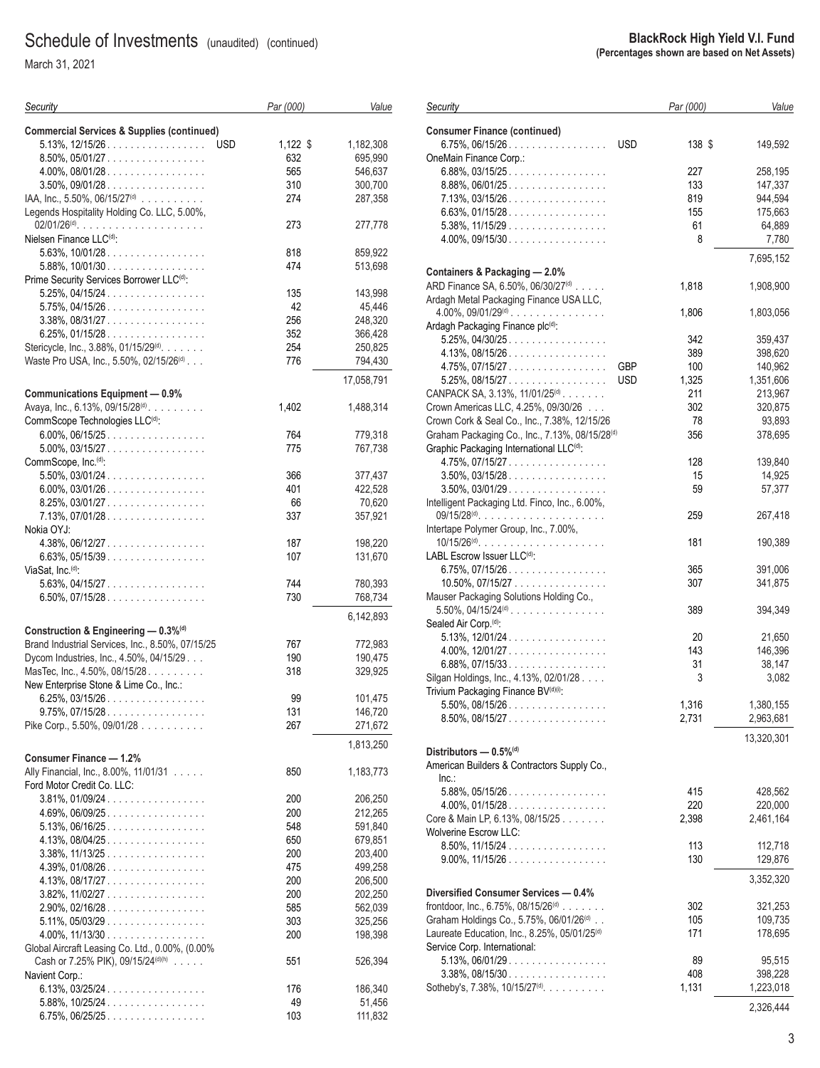# Schedule of Investments (unaudited) (continued)

March 31, 2021

**BlackRock High Yield V.I. Fund**
**(Percentages shown are based on Net Assets)**

| Security | | Par (000) | Value |
|---|---|---|---|
| **Commercial Services & Supplies (continued)** | | | |
| 5.13%, 12/15/26 | USD | 1,122 | $ 1,182,308 |
| 8.50%, 05/01/27 | | 632 | 695,990 |
| 4.00%, 08/01/28 | | 565 | 546,637 |
| 3.50%, 09/01/28 | | 310 | 300,700 |
| IAA, Inc., 5.50%, 06/15/27(d) | | 274 | 287,358 |
| Legends Hospitality Holding Co. LLC, 5.00%, 02/01/26(d) | | 273 | 277,778 |
| Nielsen Finance LLC(d): | | | |
| 5.63%, 10/01/28 | | 818 | 859,922 |
| 5.88%, 10/01/30 | | 474 | 513,698 |
| Prime Security Services Borrower LLC(d): | | | |
| 5.25%, 04/15/24 | | 135 | 143,998 |
| 5.75%, 04/15/26 | | 42 | 45,446 |
| 3.38%, 08/31/27 | | 256 | 248,320 |
| 6.25%, 01/15/28 | | 352 | 366,428 |
| Stericycle, Inc., 3.88%, 01/15/29(d) | | 254 | 250,825 |
| Waste Pro USA, Inc., 5.50%, 02/15/26(d) | | 776 | 794,430 |
| | | | 17,058,791 |
| **Communications Equipment — 0.9%** | | | |
| Avaya, Inc., 6.13%, 09/15/28(d) | | 1,402 | 1,488,314 |
| CommScope Technologies LLC(d): | | | |
| 6.00%, 06/15/25 | | 764 | 779,318 |
| 5.00%, 03/15/27 | | 775 | 767,738 |
| CommScope, Inc.(d): | | | |
| 5.50%, 03/01/24 | | 366 | 377,437 |
| 6.00%, 03/01/26 | | 401 | 422,528 |
| 8.25%, 03/01/27 | | 66 | 70,620 |
| 7.13%, 07/01/28 | | 337 | 357,921 |
| Nokia OYJ: | | | |
| 4.38%, 06/12/27 | | 187 | 198,220 |
| 6.63%, 05/15/39 | | 107 | 131,670 |
| ViaSat, Inc.(d): | | | |
| 5.63%, 04/15/27 | | 744 | 780,393 |
| 6.50%, 07/15/28 | | 730 | 768,734 |
| | | | 6,142,893 |
| **Construction & Engineering — 0.3%(d)** | | | |
| Brand Industrial Services, Inc., 8.50%, 07/15/25 | | 767 | 772,983 |
| Dycom Industries, Inc., 4.50%, 04/15/29 | | 190 | 190,475 |
| MasTec, Inc., 4.50%, 08/15/28 | | 318 | 329,925 |
| New Enterprise Stone & Lime Co., Inc.: | | | |
| 6.25%, 03/15/26 | | 99 | 101,475 |
| 9.75%, 07/15/28 | | 131 | 146,720 |
| Pike Corp., 5.50%, 09/01/28 | | 267 | 271,672 |
| | | | 1,813,250 |
| **Consumer Finance — 1.2%** | | | |
| Ally Financial, Inc., 8.00%, 11/01/31 | | 850 | 1,183,773 |
| Ford Motor Credit Co. LLC: | | | |
| 3.81%, 01/09/24 | | 200 | 206,250 |
| 4.69%, 06/09/25 | | 200 | 212,265 |
| 5.13%, 06/16/25 | | 548 | 591,840 |
| 4.13%, 08/04/25 | | 650 | 679,851 |
| 3.38%, 11/13/25 | | 200 | 203,400 |
| 4.39%, 01/08/26 | | 475 | 499,258 |
| 4.13%, 08/17/27 | | 200 | 206,500 |
| 3.82%, 11/02/27 | | 200 | 202,250 |
| 2.90%, 02/16/28 | | 585 | 562,039 |
| 5.11%, 05/03/29 | | 303 | 325,256 |
| 4.00%, 11/13/30 | | 200 | 198,398 |
| Global Aircraft Leasing Co. Ltd., 0.00%, (0.00% Cash or 7.25% PIK), 09/15/24(d)(h) | | 551 | 526,394 |
| Navient Corp.: | | | |
| 6.13%, 03/25/24 | | 176 | 186,340 |
| 5.88%, 10/25/24 | | 49 | 51,456 |
| 6.75%, 06/25/25 | | 103 | 111,832 |
| **Consumer Finance (continued)** | | | |
| 6.75%, 06/15/26 | USD | 138 | $ 149,592 |
| OneMain Finance Corp.: | | | |
| 6.88%, 03/15/25 | | 227 | 258,195 |
| 8.88%, 06/01/25 | | 133 | 147,337 |
| 7.13%, 03/15/26 | | 819 | 944,594 |
| 6.63%, 01/15/28 | | 155 | 175,663 |
| 5.38%, 11/15/29 | | 61 | 64,889 |
| 4.00%, 09/15/30 | | 8 | 7,780 |
| | | | 7,695,152 |
| **Containers & Packaging — 2.0%** | | | |
| ARD Finance SA, 6.50%, 06/30/27(d) | | 1,818 | 1,908,900 |
| Ardagh Metal Packaging Finance USA LLC, 4.00%, 09/01/29(d) | | 1,806 | 1,803,056 |
| Ardagh Packaging Finance plc(d): | | | |
| 5.25%, 04/30/25 | | 342 | 359,437 |
| 4.13%, 08/15/26 | | 389 | 398,620 |
| 4.75%, 07/15/27 | GBP | 100 | 140,962 |
| 5.25%, 08/15/27 | USD | 1,325 | 1,351,606 |
| CANPACK SA, 3.13%, 11/01/25(d) | | 211 | 213,967 |
| Crown Americas LLC, 4.25%, 09/30/26 | | 302 | 320,875 |
| Crown Cork & Seal Co., Inc., 7.38%, 12/15/26 | | 78 | 93,893 |
| Graham Packaging Co., Inc., 7.13%, 08/15/28(d) | | 356 | 378,695 |
| Graphic Packaging International LLC(d): | | | |
| 4.75%, 07/15/27 | | 128 | 139,840 |
| 3.50%, 03/15/28 | | 15 | 14,925 |
| 3.50%, 03/01/29 | | 59 | 57,377 |
| Intelligent Packaging Ltd. Finco, Inc., 6.00%, 09/15/28(d) | | 259 | 267,418 |
| Intertape Polymer Group, Inc., 7.00%, 10/15/26(d) | | 181 | 190,389 |
| LABL Escrow Issuer LLC(d): | | | |
| 6.75%, 07/15/26 | | 365 | 391,006 |
| 10.50%, 07/15/27 | | 307 | 341,875 |
| Mauser Packaging Solutions Holding Co., 5.50%, 04/15/24(d) | | 389 | 394,349 |
| Sealed Air Corp.(d): | | | |
| 5.13%, 12/01/24 | | 20 | 21,650 |
| 4.00%, 12/01/27 | | 143 | 146,396 |
| 6.88%, 07/15/33 | | 31 | 38,147 |
| Silgan Holdings, Inc., 4.13%, 02/01/28 | | 3 | 3,082 |
| Trivium Packaging Finance BV(d)(i): | | | |
| 5.50%, 08/15/26 | | 1,316 | 1,380,155 |
| 8.50%, 08/15/27 | | 2,731 | 2,963,681 |
| | | | 13,320,301 |
| **Distributors — 0.5%(d)** | | | |
| American Builders & Contractors Supply Co., Inc.: | | | |
| 5.88%, 05/15/26 | | 415 | 428,562 |
| 4.00%, 01/15/28 | | 220 | 220,000 |
| Core & Main LP, 6.13%, 08/15/25 | | 2,398 | 2,461,164 |
| Wolverine Escrow LLC: | | | |
| 8.50%, 11/15/24 | | 113 | 112,718 |
| 9.00%, 11/15/26 | | 130 | 129,876 |
| | | | 3,352,320 |
| **Diversified Consumer Services — 0.4%** | | | |
| frontdoor, Inc., 6.75%, 08/15/26(d) | | 302 | 321,253 |
| Graham Holdings Co., 5.75%, 06/01/26(d) | | 105 | 109,735 |
| Laureate Education, Inc., 8.25%, 05/01/25(d) | | 171 | 178,695 |
| Service Corp. International: | | | |
| 5.13%, 06/01/29 | | 89 | 95,515 |
| 3.38%, 08/15/30 | | 408 | 398,228 |
| Sotheby's, 7.38%, 10/15/27(d) | | 1,131 | 1,223,018 |
| | | | 2,326,444 |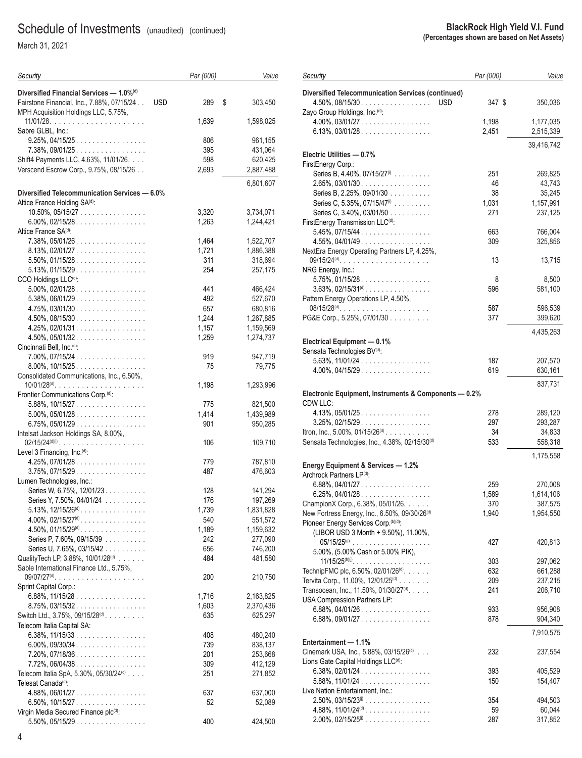# Schedule of Investments (unaudited) (continued)

March 31, 2021

**BlackRock High Yield V.I. Fund**
**(Percentages shown are based on Net Assets)**

| Security | | Par (000) | Value |
|---|---|---|---|
| **Diversified Financial Services — 1.0%[(d)]** | | | |
| Fairstone Financial, Inc., 7.88%, 07/15/24 | USD | 289 | $ 303,450 |
| MPH Acquisition Holdings LLC, 5.75%, 11/01/28 | | 1,639 | 1,598,025 |
| Sabre GLBL, Inc.: | | | |
| 9.25%, 04/15/25 | | 806 | 961,155 |
| 7.38%, 09/01/25 | | 395 | 431,064 |
| Shift4 Payments LLC, 4.63%, 11/01/26 | | 598 | 620,425 |
| Verscend Escrow Corp., 9.75%, 08/15/26 | | 2,693 | 2,887,488 |
| | | | 6,801,607 |
| **Diversified Telecommunication Services — 6.0%** | | | |
| Altice France Holding SA[(d)]: | | | |
| 10.50%, 05/15/27 | | 3,320 | 3,734,071 |
| 6.00%, 02/15/28 | | 1,263 | 1,244,421 |
| Altice France SA[(d)]: | | | |
| 7.38%, 05/01/26 | | 1,464 | 1,522,707 |
| 8.13%, 02/01/27 | | 1,721 | 1,886,388 |
| 5.50%, 01/15/28 | | 311 | 318,694 |
| 5.13%, 01/15/29 | | 254 | 257,175 |
| CCO Holdings LLC[(d)]: | | | |
| 5.00%, 02/01/28 | | 441 | 466,424 |
| 5.38%, 06/01/29 | | 492 | 527,670 |
| 4.75%, 03/01/30 | | 657 | 680,816 |
| 4.50%, 08/15/30 | | 1,244 | 1,267,885 |
| 4.25%, 02/01/31 | | 1,157 | 1,159,569 |
| 4.50%, 05/01/32 | | 1,259 | 1,274,737 |
| Cincinnati Bell, Inc.[(d)]: | | | |
| 7.00%, 07/15/24 | | 919 | 947,719 |
| 8.00%, 10/15/25 | | 75 | 79,775 |
| Consolidated Communications, Inc., 6.50%, 10/01/28[(d)] | | 1,198 | 1,293,996 |
| Frontier Communications Corp.[(d)]: | | | |
| 5.88%, 10/15/27 | | 775 | 821,500 |
| 5.00%, 05/01/28 | | 1,414 | 1,439,989 |
| 6.75%, 05/01/29 | | 901 | 950,285 |
| Intelsat Jackson Holdings SA, 8.00%, 02/15/24[(d)(i)] | | 106 | 109,710 |
| Level 3 Financing, Inc.[(d)]: | | | |
| 4.25%, 07/01/28 | | 779 | 787,810 |
| 3.75%, 07/15/29 | | 487 | 476,603 |
| Lumen Technologies, Inc.: | | | |
| Series W, 6.75%, 12/01/23 | | 128 | 141,294 |
| Series Y, 7.50%, 04/01/24 | | 176 | 197,269 |
| 5.13%, 12/15/26[(d)] | | 1,739 | 1,831,828 |
| 4.00%, 02/15/27[(d)] | | 540 | 551,572 |
| 4.50%, 01/15/29[(d)] | | 1,189 | 1,159,632 |
| Series P, 7.60%, 09/15/39 | | 242 | 277,090 |
| Series U, 7.65%, 03/15/42 | | 656 | 746,200 |
| QualityTech LP, 3.88%, 10/01/28[(d)] | | 484 | 481,580 |
| Sable International Finance Ltd., 5.75%, 09/07/27[(d)] | | 200 | 210,750 |
| Sprint Capital Corp.: | | | |
| 6.88%, 11/15/28 | | 1,716 | 2,163,825 |
| 8.75%, 03/15/32 | | 1,603 | 2,370,436 |
| Switch Ltd., 3.75%, 09/15/28[(d)] | | 635 | 625,297 |
| Telecom Italia Capital SA: | | | |
| 6.38%, 11/15/33 | | 408 | 480,240 |
| 6.00%, 09/30/34 | | 739 | 838,137 |
| 7.20%, 07/18/36 | | 201 | 253,668 |
| 7.72%, 06/04/38 | | 309 | 412,129 |
| Telecom Italia SpA, 5.30%, 05/30/24[(d)] | | 251 | 271,852 |
| Telesat Canada[(d)]: | | | |
| 4.88%, 06/01/27 | | 637 | 637,000 |
| 6.50%, 10/15/27 | | 52 | 52,089 |
| Virgin Media Secured Finance plc[(d)]: | | | |
| 5.50%, 05/15/29 | | 400 | 424,500 |
| 4.50%, 08/15/30 | USD | 347 | $ 350,036 |
| Zayo Group Holdings, Inc.[(d)]: | | | |
| 4.00%, 03/01/27 | | 1,198 | 1,177,035 |
| 6.13%, 03/01/28 | | 2,451 | 2,515,339 |
| | | | 39,416,742 |
| **Electric Utilities — 0.7%** | | | |
| FirstEnergy Corp.: | | | |
| Series B, 4.40%, 07/15/27[(i)] | | 251 | 269,825 |
| 2.65%, 03/01/30 | | 46 | 43,743 |
| Series B, 2.25%, 09/01/30 | | 38 | 35,245 |
| Series C, 5.35%, 07/15/47[(i)] | | 1,031 | 1,157,991 |
| Series C, 3.40%, 03/01/50 | | 271 | 237,125 |
| FirstEnergy Transmission LLC[(d)]: | | | |
| 5.45%, 07/15/44 | | 663 | 766,004 |
| 4.55%, 04/01/49 | | 309 | 325,856 |
| NextEra Energy Operating Partners LP, 4.25%, 09/15/24[(d)] | | 13 | 13,715 |
| NRG Energy, Inc.: | | | |
| 5.75%, 01/15/28 | | 8 | 8,500 |
| 3.63%, 02/15/31[(d)] | | 596 | 581,100 |
| Pattern Energy Operations LP, 4.50%, 08/15/28[(d)] | | 587 | 596,539 |
| PG&E Corp., 5.25%, 07/01/30 | | 377 | 399,620 |
| | | | 4,435,263 |
| **Electrical Equipment — 0.1%** | | | |
| Sensata Technologies BV[(d)]: | | | |
| 5.63%, 11/01/24 | | 187 | 207,570 |
| 4.00%, 04/15/29 | | 619 | 630,161 |
| | | | 837,731 |
| **Electronic Equipment, Instruments & Components — 0.2%** | | | |
| CDW LLC: | | | |
| 4.13%, 05/01/25 | | 278 | 289,120 |
| 3.25%, 02/15/29 | | 297 | 293,287 |
| Itron, Inc., 5.00%, 01/15/26[(d)] | | 34 | 34,833 |
| Sensata Technologies, Inc., 4.38%, 02/15/30[(d)] | | 533 | 558,318 |
| | | | 1,175,558 |
| **Energy Equipment & Services — 1.2%** | | | |
| Archrock Partners LP[(d)]: | | | |
| 6.88%, 04/01/27 | | 259 | 270,008 |
| 6.25%, 04/01/28 | | 1,589 | 1,614,106 |
| ChampionX Corp., 6.38%, 05/01/26 | | 370 | 387,575 |
| New Fortress Energy, Inc., 6.50%, 09/30/26[(d)] | | 1,940 | 1,954,550 |
| Pioneer Energy Services Corp.[(b)(d)]: | | | |
| (LIBOR USD 3 Month + 9.50%), 11.00%, 05/15/25[(g)] | | 427 | 420,813 |
| 5.00%, (5.00% Cash or 5.00% PIK), 11/15/25[(h)(j)] | | 303 | 297,062 |
| TechnipFMC plc, 6.50%, 02/01/26[(d)] | | 632 | 661,288 |
| Tervita Corp., 11.00%, 12/01/25[(d)] | | 209 | 237,215 |
| Transocean, Inc., 11.50%, 01/30/27[(d)] | | 241 | 206,710 |
| USA Compression Partners LP: | | | |
| 6.88%, 04/01/26 | | 933 | 956,908 |
| 6.88%, 09/01/27 | | 878 | 904,340 |
| | | | 7,910,575 |
| **Entertainment — 1.1%** | | | |
| Cinemark USA, Inc., 5.88%, 03/15/26[(d)] | | 232 | 237,554 |
| Lions Gate Capital Holdings LLC[(d)]: | | | |
| 6.38%, 02/01/24 | | 393 | 405,529 |
| 5.88%, 11/01/24 | | 150 | 154,407 |
| Live Nation Entertainment, Inc.: | | | |
| 2.50%, 03/15/23[(j)] | | 354 | 494,503 |
| 4.88%, 11/01/24[(d)] | | 59 | 60,044 |
| 2.00%, 02/15/25[(j)] | | 287 | 317,852 |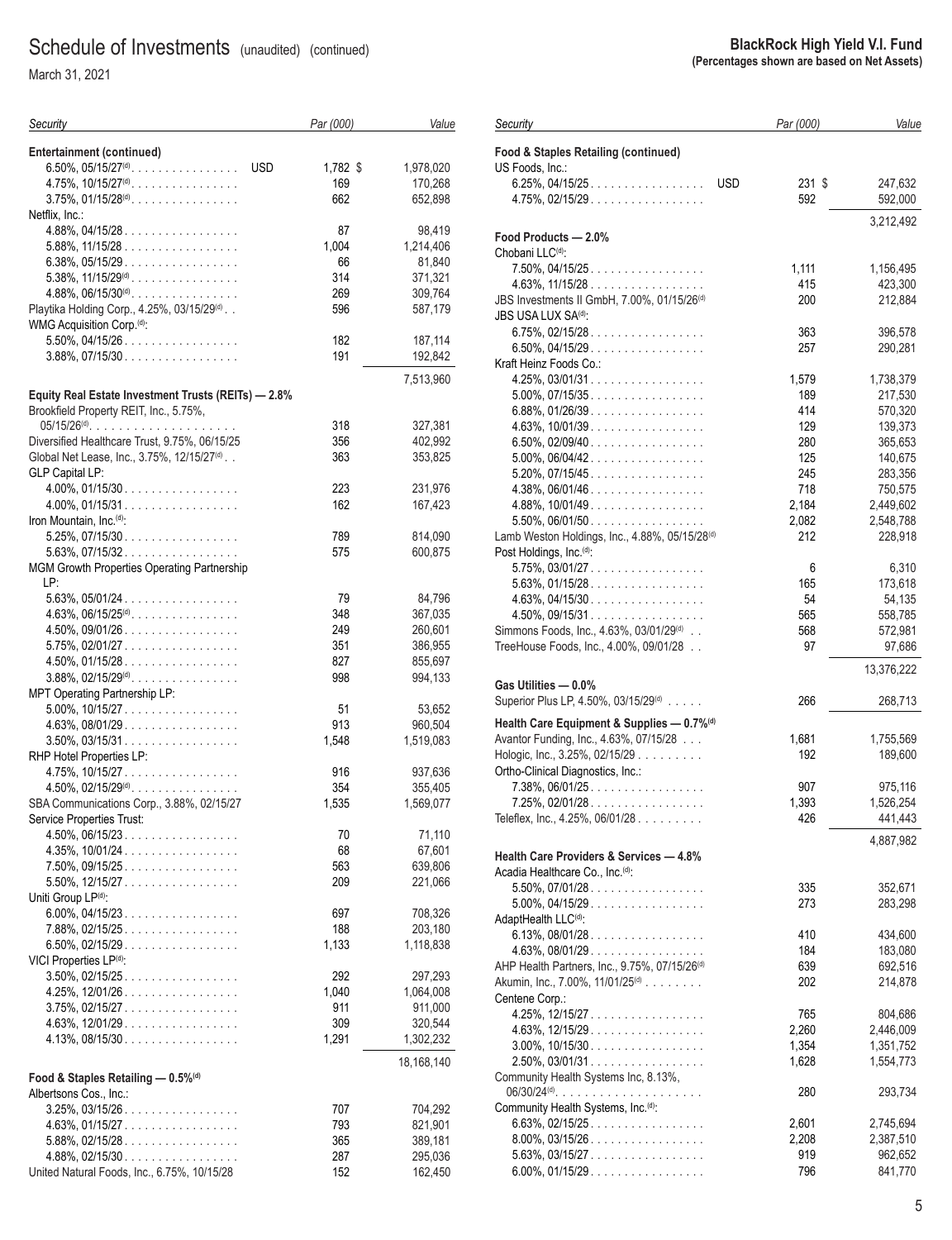## Schedule of Investments (unaudited) (continued)

March 31, 2021

**BlackRock High Yield V.I. Fund**
**(Percentages shown are based on Net Assets)**

| Security | | Par (000) | Value |
|---|---|---|---|
| **Entertainment (continued)** | | | |
| 6.50%, 05/15/27[(d)] | USD | 1,782 | $ 1,978,020 |
| 4.75%, 10/15/27[(d)] | | 169 | 170,268 |
| 3.75%, 01/15/28[(d)] | | 662 | 652,898 |
| Netflix, Inc.: | | | |
| 4.88%, 04/15/28 | | 87 | 98,419 |
| 5.88%, 11/15/28 | | 1,004 | 1,214,406 |
| 6.38%, 05/15/29 | | 66 | 81,840 |
| 5.38%, 11/15/29[(d)] | | 314 | 371,321 |
| 4.88%, 06/15/30[(d)] | | 269 | 309,764 |
| Playtika Holding Corp., 4.25%, 03/15/29[(d)] | | 596 | 587,179 |
| WMG Acquisition Corp.[(d)]: | | | |
| 5.50%, 04/15/26 | | 182 | 187,114 |
| 3.88%, 07/15/30 | | 191 | 192,842 |
| | | | 7,513,960 |
| **Equity Real Estate Investment Trusts (REITs) — 2.8%** | | | |
| Brookfield Property REIT, Inc., 5.75%, 05/15/26[(d)] | | 318 | 327,381 |
| Diversified Healthcare Trust, 9.75%, 06/15/25 | | 356 | 402,992 |
| Global Net Lease, Inc., 3.75%, 12/15/27[(d)] | | 363 | 353,825 |
| GLP Capital LP: | | | |
| 4.00%, 01/15/30 | | 223 | 231,976 |
| 4.00%, 01/15/31 | | 162 | 167,423 |
| Iron Mountain, Inc.[(d)]: | | | |
| 5.25%, 07/15/30 | | 789 | 814,090 |
| 5.63%, 07/15/32 | | 575 | 600,875 |
| MGM Growth Properties Operating Partnership LP: | | | |
| 5.63%, 05/01/24 | | 79 | 84,796 |
| 4.63%, 06/15/25[(d)] | | 348 | 367,035 |
| 4.50%, 09/01/26 | | 249 | 260,601 |
| 5.75%, 02/01/27 | | 351 | 386,955 |
| 4.50%, 01/15/28 | | 827 | 855,697 |
| 3.88%, 02/15/29[(d)] | | 998 | 994,133 |
| MPT Operating Partnership LP: | | | |
| 5.00%, 10/15/27 | | 51 | 53,652 |
| 4.63%, 08/01/29 | | 913 | 960,504 |
| 3.50%, 03/15/31 | | 1,548 | 1,519,083 |
| RHP Hotel Properties LP: | | | |
| 4.75%, 10/15/27 | | 916 | 937,636 |
| 4.50%, 02/15/29[(d)] | | 354 | 355,405 |
| SBA Communications Corp., 3.88%, 02/15/27 | | 1,535 | 1,569,077 |
| Service Properties Trust: | | | |
| 4.50%, 06/15/23 | | 70 | 71,110 |
| 4.35%, 10/01/24 | | 68 | 67,601 |
| 7.50%, 09/15/25 | | 563 | 639,806 |
| 5.50%, 12/15/27 | | 209 | 221,066 |
| Uniti Group LP[(d)]: | | | |
| 6.00%, 04/15/23 | | 697 | 708,326 |
| 7.88%, 02/15/25 | | 188 | 203,180 |
| 6.50%, 02/15/29 | | 1,133 | 1,118,838 |
| VICI Properties LP[(d)]: | | | |
| 3.50%, 02/15/25 | | 292 | 297,293 |
| 4.25%, 12/01/26 | | 1,040 | 1,064,008 |
| 3.75%, 02/15/27 | | 911 | 911,000 |
| 4.63%, 12/01/29 | | 309 | 320,544 |
| 4.13%, 08/15/30 | | 1,291 | 1,302,232 |
| | | | 18,168,140 |
| **Food & Staples Retailing — 0.5%[(d)]** | | | |
| Albertsons Cos., Inc.: | | | |
| 3.25%, 03/15/26 | | 707 | 704,292 |
| 4.63%, 01/15/27 | | 793 | 821,901 |
| 5.88%, 02/15/28 | | 365 | 389,181 |
| 4.88%, 02/15/30 | | 287 | 295,036 |
| United Natural Foods, Inc., 6.75%, 10/15/28 | | 152 | 162,450 |
| **Food & Staples Retailing (continued)** | | | |
| US Foods, Inc.: | | | |
| 6.25%, 04/15/25 | USD | 231 | $ 247,632 |
| 4.75%, 02/15/29 | | 592 | 592,000 |
| | | | 3,212,492 |
| **Food Products — 2.0%** | | | |
| Chobani LLC[(d)]: | | | |
| 7.50%, 04/15/25 | | 1,111 | 1,156,495 |
| 4.63%, 11/15/28 | | 415 | 423,300 |
| JBS Investments II GmbH, 7.00%, 01/15/26[(d)] | | 200 | 212,884 |
| JBS USA LUX SA[(d)]: | | | |
| 6.75%, 02/15/28 | | 363 | 396,578 |
| 6.50%, 04/15/29 | | 257 | 290,281 |
| Kraft Heinz Foods Co.: | | | |
| 4.25%, 03/01/31 | | 1,579 | 1,738,379 |
| 5.00%, 07/15/35 | | 189 | 217,530 |
| 6.88%, 01/26/39 | | 414 | 570,320 |
| 4.63%, 10/01/39 | | 129 | 139,373 |
| 6.50%, 02/09/40 | | 280 | 365,653 |
| 5.00%, 06/04/42 | | 125 | 140,675 |
| 5.20%, 07/15/45 | | 245 | 283,356 |
| 4.38%, 06/01/46 | | 718 | 750,575 |
| 4.88%, 10/01/49 | | 2,184 | 2,449,602 |
| 5.50%, 06/01/50 | | 2,082 | 2,548,788 |
| Lamb Weston Holdings, Inc., 4.88%, 05/15/28[(d)] | | 212 | 228,918 |
| Post Holdings, Inc.[(d)]: | | | |
| 5.75%, 03/01/27 | | 6 | 6,310 |
| 5.63%, 01/15/28 | | 165 | 173,618 |
| 4.63%, 04/15/30 | | 54 | 54,135 |
| 4.50%, 09/15/31 | | 565 | 558,785 |
| Simmons Foods, Inc., 4.63%, 03/01/29[(d)] | | 568 | 572,981 |
| TreeHouse Foods, Inc., 4.00%, 09/01/28 | | 97 | 97,686 |
| | | | 13,376,222 |
| **Gas Utilities — 0.0%** | | | |
| Superior Plus LP, 4.50%, 03/15/29[(d)] | | 266 | 268,713 |
| **Health Care Equipment & Supplies — 0.7%[(d)]** | | | |
| Avantor Funding, Inc., 4.63%, 07/15/28 | | 1,681 | 1,755,569 |
| Hologic, Inc., 3.25%, 02/15/29 | | 192 | 189,600 |
| Ortho-Clinical Diagnostics, Inc.: | | | |
| 7.38%, 06/01/25 | | 907 | 975,116 |
| 7.25%, 02/01/28 | | 1,393 | 1,526,254 |
| Teleflex, Inc., 4.25%, 06/01/28 | | 426 | 441,443 |
| | | | 4,887,982 |
| **Health Care Providers & Services — 4.8%** | | | |
| Acadia Healthcare Co., Inc.[(d)]: | | | |
| 5.50%, 07/01/28 | | 335 | 352,671 |
| 5.00%, 04/15/29 | | 273 | 283,298 |
| AdaptHealth LLC[(d)]: | | | |
| 6.13%, 08/01/28 | | 410 | 434,600 |
| 4.63%, 08/01/29 | | 184 | 183,080 |
| AHP Health Partners, Inc., 9.75%, 07/15/26[(d)] | | 639 | 692,516 |
| Akumin, Inc., 7.00%, 11/01/25[(d)] | | 202 | 214,878 |
| Centene Corp.: | | | |
| 4.25%, 12/15/27 | | 765 | 804,686 |
| 4.63%, 12/15/29 | | 2,260 | 2,446,009 |
| 3.00%, 10/15/30 | | 1,354 | 1,351,752 |
| 2.50%, 03/01/31 | | 1,628 | 1,554,773 |
| Community Health Systems Inc, 8.13%, 06/30/24[(d)] | | 280 | 293,734 |
| Community Health Systems, Inc.[(d)]: | | | |
| 6.63%, 02/15/25 | | 2,601 | 2,745,694 |
| 8.00%, 03/15/26 | | 2,208 | 2,387,510 |
| 5.63%, 03/15/27 | | 919 | 962,652 |
| 6.00%, 01/15/29 | | 796 | 841,770 |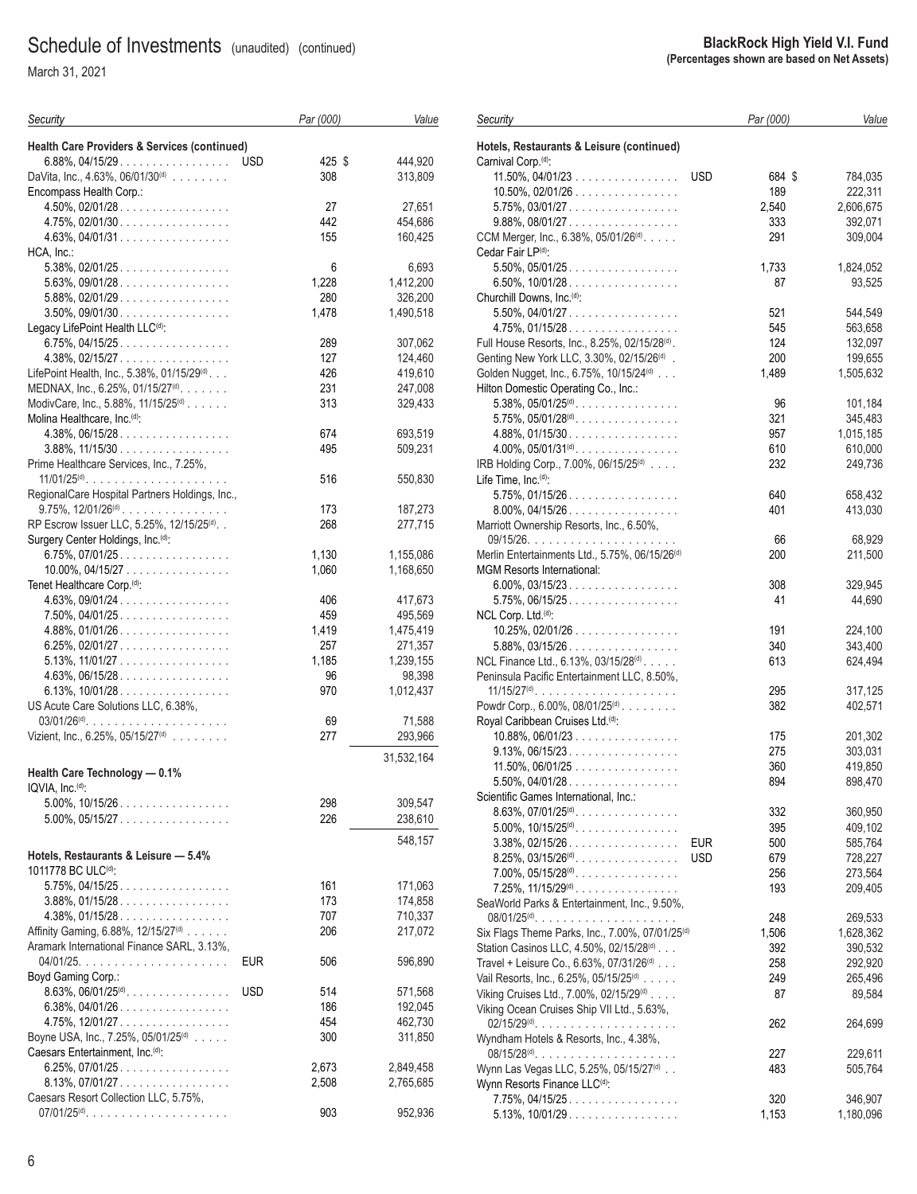## Schedule of Investments (unaudited) (continued)

March 31, 2021

**BlackRock High Yield V.I. Fund**
**(Percentages shown are based on Net Assets)**

| Security | | Par (000) | Value |
|---|---|---|---|
| **Health Care Providers & Services (continued)** | | | |
| 6.88%, 04/15/29 | USD | 425 | $ 444,920 |
| DaVita, Inc., 4.63%, 06/01/30[(d)] | | 308 | 313,809 |
| Encompass Health Corp.: | | | |
| 4.50%, 02/01/28 | | 27 | 27,651 |
| 4.75%, 02/01/30 | | 442 | 454,686 |
| 4.63%, 04/01/31 | | 155 | 160,425 |
| HCA, Inc.: | | | |
| 5.38%, 02/01/25 | | 6 | 6,693 |
| 5.63%, 09/01/28 | | 1,228 | 1,412,200 |
| 5.88%, 02/01/29 | | 280 | 326,200 |
| 3.50%, 09/01/30 | | 1,478 | 1,490,518 |
| Legacy LifePoint Health LLC[(d)]: | | | |
| 6.75%, 04/15/25 | | 289 | 307,062 |
| 4.38%, 02/15/27 | | 127 | 124,460 |
| LifePoint Health, Inc., 5.38%, 01/15/29[(d)] | | 426 | 419,610 |
| MEDNAX, Inc., 6.25%, 01/15/27[(d)] | | 231 | 247,008 |
| ModivCare, Inc., 5.88%, 11/15/25[(d)] | | 313 | 329,433 |
| Molina Healthcare, Inc.[(d)]: | | | |
| 4.38%, 06/15/28 | | 674 | 693,519 |
| 3.88%, 11/15/30 | | 495 | 509,231 |
| Prime Healthcare Services, Inc., 7.25%, 11/01/25[(d)] | | 516 | 550,830 |
| RegionalCare Hospital Partners Holdings, Inc., 9.75%, 12/01/26[(d)] | | 173 | 187,273 |
| RP Escrow Issuer LLC, 5.25%, 12/15/25[(d)] | | 268 | 277,715 |
| Surgery Center Holdings, Inc.[(d)]: | | | |
| 6.75%, 07/01/25 | | 1,130 | 1,155,086 |
| 10.00%, 04/15/27 | | 1,060 | 1,168,650 |
| Tenet Healthcare Corp.[(d)]: | | | |
| 4.63%, 09/01/24 | | 406 | 417,673 |
| 7.50%, 04/01/25 | | 459 | 495,569 |
| 4.88%, 01/01/26 | | 1,419 | 1,475,419 |
| 6.25%, 02/01/27 | | 257 | 271,357 |
| 5.13%, 11/01/27 | | 1,185 | 1,239,155 |
| 4.63%, 06/15/28 | | 96 | 98,398 |
| 6.13%, 10/01/28 | | 970 | 1,012,437 |
| US Acute Care Solutions LLC, 6.38%, 03/01/26[(d)] | | 69 | 71,588 |
| Vizient, Inc., 6.25%, 05/15/27[(d)] | | 277 | 293,966 |
| | | | 31,532,164 |
| **Health Care Technology — 0.1%** | | | |
| IQVIA, Inc.[(d)]: | | | |
| 5.00%, 10/15/26 | | 298 | 309,547 |
| 5.00%, 05/15/27 | | 226 | 238,610 |
| | | | 548,157 |
| **Hotels, Restaurants & Leisure — 5.4%** | | | |
| 1011778 BC ULC[(d)]: | | | |
| 5.75%, 04/15/25 | | 161 | 171,063 |
| 3.88%, 01/15/28 | | 173 | 174,858 |
| 4.38%, 01/15/28 | | 707 | 710,337 |
| Affinity Gaming, 6.88%, 12/15/27[(d)] | | 206 | 217,072 |
| Aramark International Finance SARL, 3.13%, 04/01/25 | EUR | 506 | 596,890 |
| Boyd Gaming Corp.: | | | |
| 8.63%, 06/01/25[(d)] | USD | 514 | 571,568 |
| 6.38%, 04/01/26 | | 186 | 192,045 |
| 4.75%, 12/01/27 | | 454 | 462,730 |
| Boyne USA, Inc., 7.25%, 05/01/25[(d)] | | 300 | 311,850 |
| Caesars Entertainment, Inc.[(d)]: | | | |
| 6.25%, 07/01/25 | | 2,673 | 2,849,458 |
| 8.13%, 07/01/27 | | 2,508 | 2,765,685 |
| Caesars Resort Collection LLC, 5.75%, 07/01/25[(d)] | | 903 | 952,936 |
| **Hotels, Restaurants & Leisure (continued)** | | | |
| Carnival Corp.[(d)]: | | | |
| 11.50%, 04/01/23 | USD | 684 | $ 784,035 |
| 10.50%, 02/01/26 | | 189 | 222,311 |
| 5.75%, 03/01/27 | | 2,540 | 2,606,675 |
| 9.88%, 08/01/27 | | 333 | 392,071 |
| CCM Merger, Inc., 6.38%, 05/01/26[(d)] | | 291 | 309,004 |
| Cedar Fair LP[(d)]: | | | |
| 5.50%, 05/01/25 | | 1,733 | 1,824,052 |
| 6.50%, 10/01/28 | | 87 | 93,525 |
| Churchill Downs, Inc.[(d)]: | | | |
| 5.50%, 04/01/27 | | 521 | 544,549 |
| 4.75%, 01/15/28 | | 545 | 563,658 |
| Full House Resorts, Inc., 8.25%, 02/15/28[(d)] | | 124 | 132,097 |
| Genting New York LLC, 3.30%, 02/15/26[(d)] | | 200 | 199,655 |
| Golden Nugget, Inc., 6.75%, 10/15/24[(d)] | | 1,489 | 1,505,632 |
| Hilton Domestic Operating Co., Inc.: | | | |
| 5.38%, 05/01/25[(d)] | | 96 | 101,184 |
| 5.75%, 05/01/28[(d)] | | 321 | 345,483 |
| 4.88%, 01/15/30 | | 957 | 1,015,185 |
| 4.00%, 05/01/31[(d)] | | 610 | 610,000 |
| IRB Holding Corp., 7.00%, 06/15/25[(d)] | | 232 | 249,736 |
| Life Time, Inc.[(d)]: | | | |
| 5.75%, 01/15/26 | | 640 | 658,432 |
| 8.00%, 04/15/26 | | 401 | 413,030 |
| Marriott Ownership Resorts, Inc., 6.50%, 09/15/26 | | 66 | 68,929 |
| Merlin Entertainments Ltd., 5.75%, 06/15/26[(d)] | | 200 | 211,500 |
| MGM Resorts International: | | | |
| 6.00%, 03/15/23 | | 308 | 329,945 |
| 5.75%, 06/15/25 | | 41 | 44,690 |
| NCL Corp. Ltd.[(d)]: | | | |
| 10.25%, 02/01/26 | | 191 | 224,100 |
| 5.88%, 03/15/26 | | 340 | 343,400 |
| NCL Finance Ltd., 6.13%, 03/15/28[(d)] | | 613 | 624,494 |
| Peninsula Pacific Entertainment LLC, 8.50%, 11/15/27[(d)] | | 295 | 317,125 |
| Powdr Corp., 6.00%, 08/01/25[(d)] | | 382 | 402,571 |
| Royal Caribbean Cruises Ltd.[(d)]: | | | |
| 10.88%, 06/01/23 | | 175 | 201,302 |
| 9.13%, 06/15/23 | | 275 | 303,031 |
| 11.50%, 06/01/25 | | 360 | 419,850 |
| 5.50%, 04/01/28 | | 894 | 898,470 |
| Scientific Games International, Inc.: | | | |
| 8.63%, 07/01/25[(d)] | | 332 | 360,950 |
| 5.00%, 10/15/25[(d)] | | 395 | 409,102 |
| 3.38%, 02/15/26 | EUR | 500 | 585,764 |
| 8.25%, 03/15/26[(d)] | USD | 679 | 728,227 |
| 7.00%, 05/15/28[(d)] | | 256 | 273,564 |
| 7.25%, 11/15/29[(d)] | | 193 | 209,405 |
| SeaWorld Parks & Entertainment, Inc., 9.50%, 08/01/25[(d)] | | 248 | 269,533 |
| Six Flags Theme Parks, Inc., 7.00%, 07/01/25[(d)] | | 1,506 | 1,628,362 |
| Station Casinos LLC, 4.50%, 02/15/28[(d)] | | 392 | 390,532 |
| Travel + Leisure Co., 6.63%, 07/31/26[(d)] | | 258 | 292,920 |
| Vail Resorts, Inc., 6.25%, 05/15/25[(d)] | | 249 | 265,496 |
| Viking Cruises Ltd., 7.00%, 02/15/29[(d)] | | 87 | 89,584 |
| Viking Ocean Cruises Ship VII Ltd., 5.63%, 02/15/29[(d)] | | 262 | 264,699 |
| Wyndham Hotels & Resorts, Inc., 4.38%, 08/15/28[(d)] | | 227 | 229,611 |
| Wynn Las Vegas LLC, 5.25%, 05/15/27[(d)] | | 483 | 505,764 |
| Wynn Resorts Finance LLC[(d)]: | | | |
| 7.75%, 04/15/25 | | 320 | 346,907 |
| 5.13%, 10/01/29 | | 1,153 | 1,180,096 |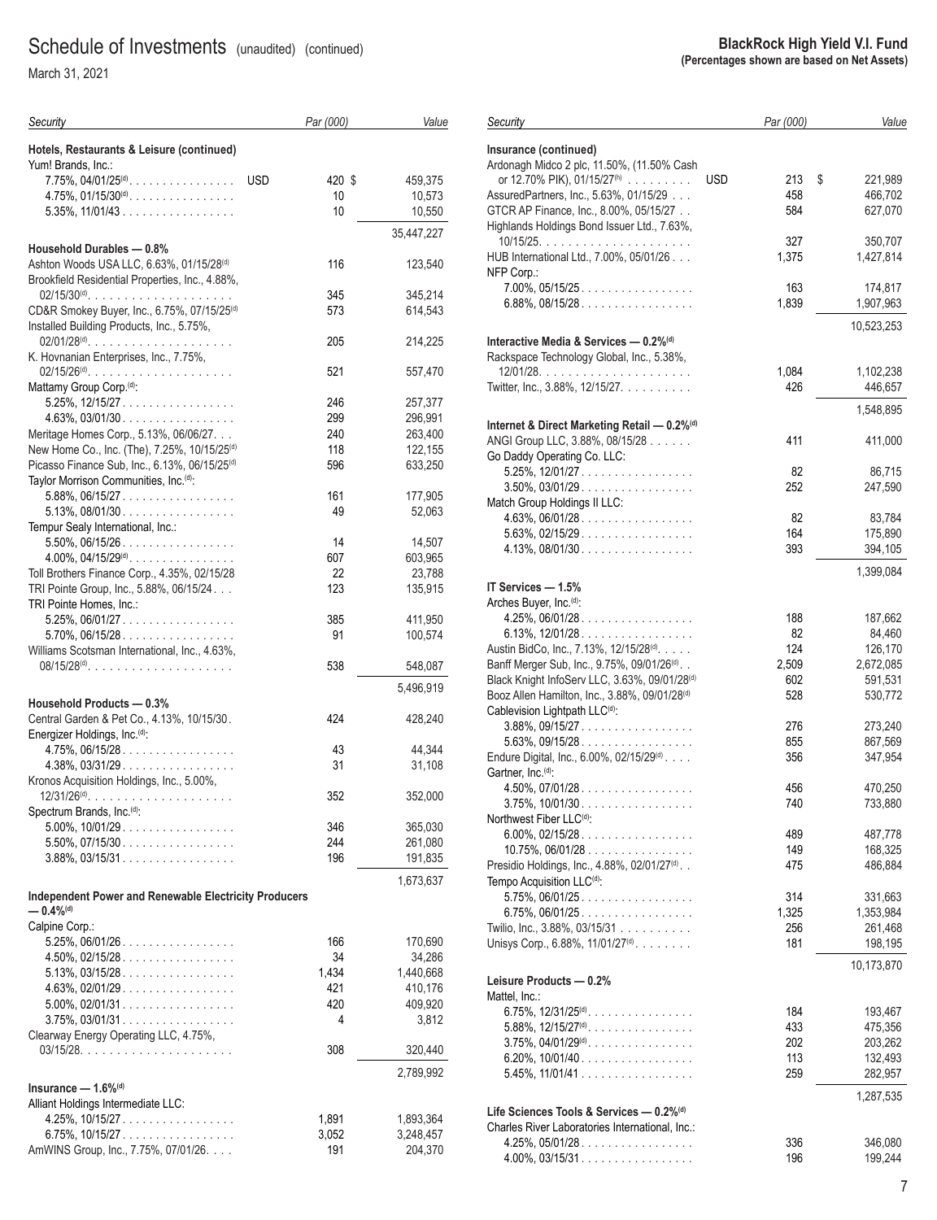# Schedule of Investments (unaudited) (continued)

March 31, 2021

**BlackRock High Yield V.I. Fund**
**(Percentages shown are based on Net Assets)**

| Security | | Par (000) | Value |
|---|---|---|---|
| **Hotels, Restaurants & Leisure (continued)** | | | |
| Yum! Brands, Inc.: | | | |
| 7.75%, 04/01/25[d] | USD | 420 | $ 459,375 |
| 4.75%, 01/15/30[d] | | 10 | 10,573 |
| 5.35%, 11/01/43 | | 10 | 10,550 |
| | | | 35,447,227 |
| **Household Durables — 0.8%** | | | |
| Ashton Woods USA LLC, 6.63%, 01/15/28[d] | | 116 | 123,540 |
| Brookfield Residential Properties, Inc., 4.88%, 02/15/30[d] | | 345 | 345,214 |
| CD&R Smokey Buyer, Inc., 6.75%, 07/15/25[d] | | 573 | 614,543 |
| Installed Building Products, Inc., 5.75%, 02/01/28[d] | | 205 | 214,225 |
| K. Hovnanian Enterprises, Inc., 7.75%, 02/15/26[d] | | 521 | 557,470 |
| Mattamy Group Corp.[d]: | | | |
| 5.25%, 12/15/27 | | 246 | 257,377 |
| 4.63%, 03/01/30 | | 299 | 296,991 |
| Meritage Homes Corp., 5.13%, 06/06/27 | | 240 | 263,400 |
| New Home Co., Inc. (The), 7.25%, 10/15/25[d] | | 118 | 122,155 |
| Picasso Finance Sub, Inc., 6.13%, 06/15/25[d] | | 596 | 633,250 |
| Taylor Morrison Communities, Inc.[d]: | | | |
| 5.88%, 06/15/27 | | 161 | 177,905 |
| 5.13%, 08/01/30 | | 49 | 52,063 |
| Tempur Sealy International, Inc.: | | | |
| 5.50%, 06/15/26 | | 14 | 14,507 |
| 4.00%, 04/15/29[d] | | 607 | 603,965 |
| Toll Brothers Finance Corp., 4.35%, 02/15/28 | | 22 | 23,788 |
| TRI Pointe Group, Inc., 5.88%, 06/15/24 | | 123 | 135,915 |
| TRI Pointe Homes, Inc.: | | | |
| 5.25%, 06/01/27 | | 385 | 411,950 |
| 5.70%, 06/15/28 | | 91 | 100,574 |
| Williams Scotsman International, Inc., 4.63%, 08/15/28[d] | | 538 | 548,087 |
| | | | 5,496,919 |
| **Household Products — 0.3%** | | | |
| Central Garden & Pet Co., 4.13%, 10/15/30 | | 424 | 428,240 |
| Energizer Holdings, Inc.[d]: | | | |
| 4.75%, 06/15/28 | | 43 | 44,344 |
| 4.38%, 03/31/29 | | 31 | 31,108 |
| Kronos Acquisition Holdings, Inc., 5.00%, 12/31/26[d] | | 352 | 352,000 |
| Spectrum Brands, Inc.[d]: | | | |
| 5.00%, 10/01/29 | | 346 | 365,030 |
| 5.50%, 07/15/30 | | 244 | 261,080 |
| 3.88%, 03/15/31 | | 196 | 191,835 |
| | | | 1,673,637 |
| **Independent Power and Renewable Electricity Producers — 0.4%[d]** | | | |
| Calpine Corp.: | | | |
| 5.25%, 06/01/26 | | 166 | 170,690 |
| 4.50%, 02/15/28 | | 34 | 34,286 |
| 5.13%, 03/15/28 | | 1,434 | 1,440,668 |
| 4.63%, 02/01/29 | | 421 | 410,176 |
| 5.00%, 02/01/31 | | 420 | 409,920 |
| 3.75%, 03/01/31 | | 4 | 3,812 |
| Clearway Energy Operating LLC, 4.75%, 03/15/28 | | 308 | 320,440 |
| | | | 2,789,992 |
| **Insurance — 1.6%[d]** | | | |
| Alliant Holdings Intermediate LLC: | | | |
| 4.25%, 10/15/27 | | 1,891 | 1,893,364 |
| 6.75%, 10/15/27 | | 3,052 | 3,248,457 |
| AmWINS Group, Inc., 7.75%, 07/01/26 | | 191 | 204,370 |
| **Insurance (continued)** | | | |
| Ardonagh Midco 2 plc, 11.50%, (11.50% Cash or 12.70% PIK), 01/15/27[h] | USD | 213 | $ 221,989 |
| AssuredPartners, Inc., 5.63%, 01/15/29 | | 458 | 466,702 |
| GTCR AP Finance, Inc., 8.00%, 05/15/27 | | 584 | 627,070 |
| Highlands Holdings Bond Issuer Ltd., 7.63%, 10/15/25 | | 327 | 350,707 |
| HUB International Ltd., 7.00%, 05/01/26 | | 1,375 | 1,427,814 |
| NFP Corp.: | | | |
| 7.00%, 05/15/25 | | 163 | 174,817 |
| 6.88%, 08/15/28 | | 1,839 | 1,907,963 |
| | | | 10,523,253 |
| **Interactive Media & Services — 0.2%[d]** | | | |
| Rackspace Technology Global, Inc., 5.38%, 12/01/28 | | 1,084 | 1,102,238 |
| Twitter, Inc., 3.88%, 12/15/27 | | 426 | 446,657 |
| | | | 1,548,895 |
| **Internet & Direct Marketing Retail — 0.2%[d]** | | | |
| ANGI Group LLC, 3.88%, 08/15/28 | | 411 | 411,000 |
| Go Daddy Operating Co. LLC: | | | |
| 5.25%, 12/01/27 | | 82 | 86,715 |
| 3.50%, 03/01/29 | | 252 | 247,590 |
| Match Group Holdings II LLC: | | | |
| 4.63%, 06/01/28 | | 82 | 83,784 |
| 5.63%, 02/15/29 | | 164 | 175,890 |
| 4.13%, 08/01/30 | | 393 | 394,105 |
| | | | 1,399,084 |
| **IT Services — 1.5%** | | | |
| Arches Buyer, Inc.[d]: | | | |
| 4.25%, 06/01/28 | | 188 | 187,662 |
| 6.13%, 12/01/28 | | 82 | 84,460 |
| Austin BidCo, Inc., 7.13%, 12/15/28[d] | | 124 | 126,170 |
| Banff Merger Sub, Inc., 9.75%, 09/01/26[d] | | 2,509 | 2,672,085 |
| Black Knight InfoServ LLC, 3.63%, 09/01/28[d] | | 602 | 591,531 |
| Booz Allen Hamilton, Inc., 3.88%, 09/01/28[d] | | 528 | 530,772 |
| Cablevision Lightpath LLC[d]: | | | |
| 3.88%, 09/15/27 | | 276 | 273,240 |
| 5.63%, 09/15/28 | | 855 | 867,569 |
| Endure Digital, Inc., 6.00%, 02/15/29[d] | | 356 | 347,954 |
| Gartner, Inc.[d]: | | | |
| 4.50%, 07/01/28 | | 456 | 470,250 |
| 3.75%, 10/01/30 | | 740 | 733,880 |
| Northwest Fiber LLC[d]: | | | |
| 6.00%, 02/15/28 | | 489 | 487,778 |
| 10.75%, 06/01/28 | | 149 | 168,325 |
| Presidio Holdings, Inc., 4.88%, 02/01/27[d] | | 475 | 486,884 |
| Tempo Acquisition LLC[d]: | | | |
| 5.75%, 06/01/25 | | 314 | 331,663 |
| 6.75%, 06/01/25 | | 1,325 | 1,353,984 |
| Twilio, Inc., 3.88%, 03/15/31 | | 256 | 261,468 |
| Unisys Corp., 6.88%, 11/01/27[d] | | 181 | 198,195 |
| | | | 10,173,870 |
| **Leisure Products — 0.2%** | | | |
| Mattel, Inc.: | | | |
| 6.75%, 12/31/25[d] | | 184 | 193,467 |
| 5.88%, 12/15/27[d] | | 433 | 475,356 |
| 3.75%, 04/01/29[d] | | 202 | 203,262 |
| 6.20%, 10/01/40 | | 113 | 132,493 |
| 5.45%, 11/01/41 | | 259 | 282,957 |
| | | | 1,287,535 |
| **Life Sciences Tools & Services — 0.2%[d]** | | | |
| Charles River Laboratories International, Inc.: | | | |
| 4.25%, 05/01/28 | | 336 | 346,080 |
| 4.00%, 03/15/31 | | 196 | 199,244 |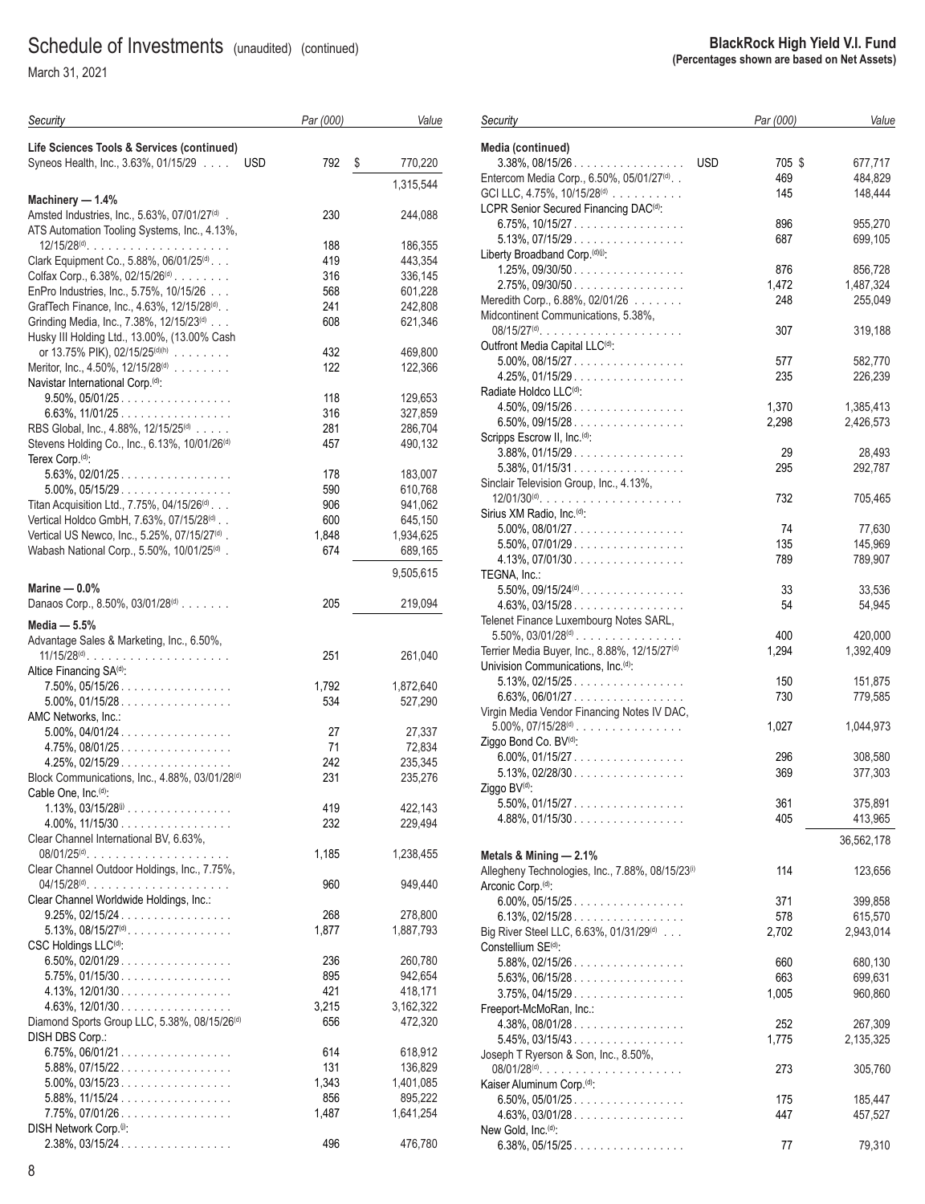# Schedule of Investments (unaudited) (continued)

March 31, 2021

**BlackRock High Yield V.I. Fund**
**(Percentages shown are based on Net Assets)**

| Security | | Par (000) | Value |
|---|---|---|---|
| **Life Sciences Tools & Services (continued)** | | | |
| Syneos Health, Inc., 3.63%, 01/15/29 | USD | 792 | $ 770,220 |
| | | | 1,315,544 |
| **Machinery — 1.4%** | | | |
| Amsted Industries, Inc., 5.63%, 07/01/27(d) | | 230 | 244,088 |
| ATS Automation Tooling Systems, Inc., 4.13%, 12/15/28(d) | | 188 | 186,355 |
| Clark Equipment Co., 5.88%, 06/01/25(d) | | 419 | 443,354 |
| Colfax Corp., 6.38%, 02/15/26(d) | | 316 | 336,145 |
| EnPro Industries, Inc., 5.75%, 10/15/26 | | 568 | 601,228 |
| GrafTech Finance, Inc., 4.63%, 12/15/28(d) | | 241 | 242,808 |
| Grinding Media, Inc., 7.38%, 12/15/23(d) | | 608 | 621,346 |
| Husky III Holding Ltd., 13.00%, (13.00% Cash or 13.75% PIK), 02/15/25(d)(h) | | 432 | 469,800 |
| Meritor, Inc., 4.50%, 12/15/28(d) | | 122 | 122,366 |
| Navistar International Corp.(d): | | | |
| 9.50%, 05/01/25 | | 118 | 129,653 |
| 6.63%, 11/01/25 | | 316 | 327,859 |
| RBS Global, Inc., 4.88%, 12/15/25(d) | | 281 | 286,704 |
| Stevens Holding Co., Inc., 6.13%, 10/01/26(d) | | 457 | 490,132 |
| Terex Corp.(d): | | | |
| 5.63%, 02/01/25 | | 178 | 183,007 |
| 5.00%, 05/15/29 | | 590 | 610,768 |
| Titan Acquisition Ltd., 7.75%, 04/15/26(d) | | 906 | 941,062 |
| Vertical Holdco GmbH, 7.63%, 07/15/28(d) | | 600 | 645,150 |
| Vertical US Newco, Inc., 5.25%, 07/15/27(d) | | 1,848 | 1,934,625 |
| Wabash National Corp., 5.50%, 10/01/25(d) | | 674 | 689,165 |
| | | | 9,505,615 |
| **Marine — 0.0%** | | | |
| Danaos Corp., 8.50%, 03/01/28(d) | | 205 | 219,094 |
| **Media — 5.5%** | | | |
| Advantage Sales & Marketing, Inc., 6.50%, 11/15/28(d) | | 251 | 261,040 |
| Altice Financing SA(d): | | | |
| 7.50%, 05/15/26 | | 1,792 | 1,872,640 |
| 5.00%, 01/15/28 | | 534 | 527,290 |
| AMC Networks, Inc.: | | | |
| 5.00%, 04/01/24 | | 27 | 27,337 |
| 4.75%, 08/01/25 | | 71 | 72,834 |
| 4.25%, 02/15/29 | | 242 | 235,345 |
| Block Communications, Inc., 4.88%, 03/01/28(d) | | 231 | 235,276 |
| Cable One, Inc.(d): | | | |
| 1.13%, 03/15/28(i) | | 419 | 422,143 |
| 4.00%, 11/15/30 | | 232 | 229,494 |
| Clear Channel International BV, 6.63%, 08/01/25(d) | | 1,185 | 1,238,455 |
| Clear Channel Outdoor Holdings, Inc., 7.75%, 04/15/28(d) | | 960 | 949,440 |
| Clear Channel Worldwide Holdings, Inc.: | | | |
| 9.25%, 02/15/24 | | 268 | 278,800 |
| 5.13%, 08/15/27(d) | | 1,877 | 1,887,793 |
| CSC Holdings LLC(d): | | | |
| 6.50%, 02/01/29 | | 236 | 260,780 |
| 5.75%, 01/15/30 | | 895 | 942,654 |
| 4.13%, 12/01/30 | | 421 | 418,171 |
| 4.63%, 12/01/30 | | 3,215 | 3,162,322 |
| Diamond Sports Group LLC, 5.38%, 08/15/26(d) | | 656 | 472,320 |
| DISH DBS Corp.: | | | |
| 6.75%, 06/01/21 | | 614 | 618,912 |
| 5.88%, 07/15/22 | | 131 | 136,829 |
| 5.00%, 03/15/23 | | 1,343 | 1,401,085 |
| 5.88%, 11/15/24 | | 856 | 895,222 |
| 7.75%, 07/01/26 | | 1,487 | 1,641,254 |
| DISH Network Corp.(i): | | | |
| 2.38%, 03/15/24 | | 496 | 476,780 |
| **Media (continued)** | | | |
| 3.38%, 08/15/26 | USD | 705 | $ 677,717 |
| Entercom Media Corp., 6.50%, 05/01/27(d) | | 469 | 484,829 |
| GCI LLC, 4.75%, 10/15/28(d) | | 145 | 148,444 |
| LCPR Senior Secured Financing DAC(d): | | | |
| 6.75%, 10/15/27 | | 896 | 955,270 |
| 5.13%, 07/15/29 | | 687 | 699,105 |
| Liberty Broadband Corp.(d)(i): | | | |
| 1.25%, 09/30/50 | | 876 | 856,728 |
| 2.75%, 09/30/50 | | 1,472 | 1,487,324 |
| Meredith Corp., 6.88%, 02/01/26 | | 248 | 255,049 |
| Midcontinent Communications, 5.38%, 08/15/27(d) | | 307 | 319,188 |
| Outfront Media Capital LLC(d): | | | |
| 5.00%, 08/15/27 | | 577 | 582,770 |
| 4.25%, 01/15/29 | | 235 | 226,239 |
| Radiate Holdco LLC(d): | | | |
| 4.50%, 09/15/26 | | 1,370 | 1,385,413 |
| 6.50%, 09/15/28 | | 2,298 | 2,426,573 |
| Scripps Escrow II, Inc.(d): | | | |
| 3.88%, 01/15/29 | | 29 | 28,493 |
| 5.38%, 01/15/31 | | 295 | 292,787 |
| Sinclair Television Group, Inc., 4.13%, 12/01/30(d) | | 732 | 705,465 |
| Sirius XM Radio, Inc.(d): | | | |
| 5.00%, 08/01/27 | | 74 | 77,630 |
| 5.50%, 07/01/29 | | 135 | 145,969 |
| 4.13%, 07/01/30 | | 789 | 789,907 |
| TEGNA, Inc.: | | | |
| 5.50%, 09/15/24(d) | | 33 | 33,536 |
| 4.63%, 03/15/28 | | 54 | 54,945 |
| Telenet Finance Luxembourg Notes SARL, 5.50%, 03/01/28(d) | | 400 | 420,000 |
| Terrier Media Buyer, Inc., 8.88%, 12/15/27(d) | | 1,294 | 1,392,409 |
| Univision Communications, Inc.(d): | | | |
| 5.13%, 02/15/25 | | 150 | 151,875 |
| 6.63%, 06/01/27 | | 730 | 779,585 |
| Virgin Media Vendor Financing Notes IV DAC, 5.00%, 07/15/28(d) | | 1,027 | 1,044,973 |
| Ziggo Bond Co. BV(d): | | | |
| 6.00%, 01/15/27 | | 296 | 308,580 |
| 5.13%, 02/28/30 | | 369 | 377,303 |
| Ziggo BV(d): | | | |
| 5.50%, 01/15/27 | | 361 | 375,891 |
| 4.88%, 01/15/30 | | 405 | 413,965 |
| | | | 36,562,178 |
| **Metals & Mining — 2.1%** | | | |
| Allegheny Technologies, Inc., 7.88%, 08/15/23(i) | | 114 | 123,656 |
| Arconic Corp.(d): | | | |
| 6.00%, 05/15/25 | | 371 | 399,858 |
| 6.13%, 02/15/28 | | 578 | 615,570 |
| Big River Steel LLC, 6.63%, 01/31/29(d) | | 2,702 | 2,943,014 |
| Constellium SE(d): | | | |
| 5.88%, 02/15/26 | | 660 | 680,130 |
| 5.63%, 06/15/28 | | 663 | 699,631 |
| 3.75%, 04/15/29 | | 1,005 | 960,860 |
| Freeport-McMoRan, Inc.: | | | |
| 4.38%, 08/01/28 | | 252 | 267,309 |
| 5.45%, 03/15/43 | | 1,775 | 2,135,325 |
| Joseph T Ryerson & Son, Inc., 8.50%, 08/01/28(d) | | 273 | 305,760 |
| Kaiser Aluminum Corp.(d): | | | |
| 6.50%, 05/01/25 | | 175 | 185,447 |
| 4.63%, 03/01/28 | | 447 | 457,527 |
| New Gold, Inc.(d): | | | |
| 6.38%, 05/15/25 | | 77 | 79,310 |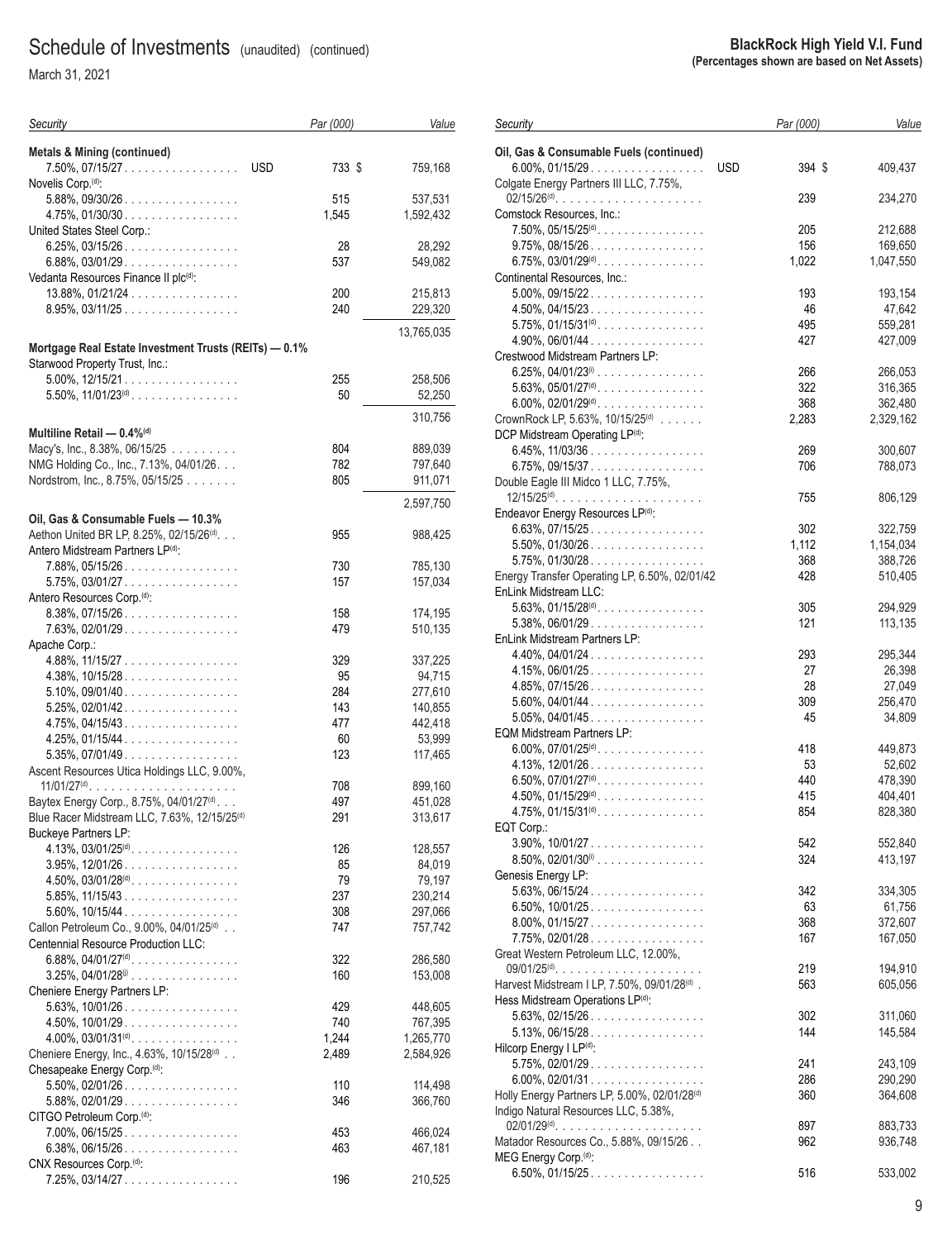| Security | Par (000) | Value |
|---|---|---|
| **Metals & Mining (continued)** | | |
| 7.50%, 07/15/27 USD | 733 | $ 759,168 |
| Novelis Corp.(d): | | |
| 5.88%, 09/30/26 | 515 | 537,531 |
| 4.75%, 01/30/30 | 1,545 | 1,592,432 |
| United States Steel Corp.: | | |
| 6.25%, 03/15/26 | 28 | 28,292 |
| 6.88%, 03/01/29 | 537 | 549,082 |
| Vedanta Resources Finance II plc(d): | | |
| 13.88%, 01/21/24 | 200 | 215,813 |
| 8.95%, 03/11/25 | 240 | 229,320 |
| | | 13,765,035 |
| **Mortgage Real Estate Investment Trusts (REITs) — 0.1%** | | |
| Starwood Property Trust, Inc.: | | |
| 5.00%, 12/15/21 | 255 | 258,506 |
| 5.50%, 11/01/23(d) | 50 | 52,250 |
| | | 310,756 |
| **Multiline Retail — 0.4%(d)** | | |
| Macy's, Inc., 8.38%, 06/15/25 | 804 | 889,039 |
| NMG Holding Co., Inc., 7.13%, 04/01/26 | 782 | 797,640 |
| Nordstrom, Inc., 8.75%, 05/15/25 | 805 | 911,071 |
| | | 2,597,750 |
| **Oil, Gas & Consumable Fuels — 10.3%** | | |
| Aethon United BR LP, 8.25%, 02/15/26(d) | 955 | 988,425 |
| Antero Midstream Partners LP(d): | | |
| 7.88%, 05/15/26 | 730 | 785,130 |
| 5.75%, 03/01/27 | 157 | 157,034 |
| Antero Resources Corp.(d): | | |
| 8.38%, 07/15/26 | 158 | 174,195 |
| 7.63%, 02/01/29 | 479 | 510,135 |
| Apache Corp.: | | |
| 4.88%, 11/15/27 | 329 | 337,225 |
| 4.38%, 10/15/28 | 95 | 94,715 |
| 5.10%, 09/01/40 | 284 | 277,610 |
| 5.25%, 02/01/42 | 143 | 140,855 |
| 4.75%, 04/15/43 | 477 | 442,418 |
| 4.25%, 01/15/44 | 60 | 53,999 |
| 5.35%, 07/01/49 | 123 | 117,465 |
| Ascent Resources Utica Holdings LLC, 9.00%, 11/01/27(d) | 708 | 899,160 |
| Baytex Energy Corp., 8.75%, 04/01/27(d) | 497 | 451,028 |
| Blue Racer Midstream LLC, 7.63%, 12/15/25(d) | 291 | 313,617 |
| Buckeye Partners LP: | | |
| 4.13%, 03/01/25(d) | 126 | 128,557 |
| 3.95%, 12/01/26 | 85 | 84,019 |
| 4.50%, 03/01/28(d) | 79 | 79,197 |
| 5.85%, 11/15/43 | 237 | 230,214 |
| 5.60%, 10/15/44 | 308 | 297,066 |
| Callon Petroleum Co., 9.00%, 04/01/25(d) | 747 | 757,742 |
| Centennial Resource Production LLC: | | |
| 6.88%, 04/01/27(d) | 322 | 286,580 |
| 3.25%, 04/01/28(i) | 160 | 153,008 |
| Cheniere Energy Partners LP: | | |
| 5.63%, 10/01/26 | 429 | 448,605 |
| 4.50%, 10/01/29 | 740 | 767,395 |
| 4.00%, 03/01/31(d) | 1,244 | 1,265,770 |
| Cheniere Energy, Inc., 4.63%, 10/15/28(d) | 2,489 | 2,584,926 |
| Chesapeake Energy Corp.(d): | | |
| 5.50%, 02/01/26 | 110 | 114,498 |
| 5.88%, 02/01/29 | 346 | 366,760 |
| CITGO Petroleum Corp.(d): | | |
| 7.00%, 06/15/25 | 453 | 466,024 |
| 6.38%, 06/15/26 | 463 | 467,181 |
| CNX Resources Corp.(d): | | |
| 7.25%, 03/14/27 | 196 | 210,525 |
| **Oil, Gas & Consumable Fuels (continued)** | | |
| 6.00%, 01/15/29 USD | 394 | $ 409,437 |
| Colgate Energy Partners III LLC, 7.75%, 02/15/26(d) | 239 | 234,270 |
| Comstock Resources, Inc.: | | |
| 7.50%, 05/15/25(d) | 205 | 212,688 |
| 9.75%, 08/15/26 | 156 | 169,650 |
| 6.75%, 03/01/29(d) | 1,022 | 1,047,550 |
| Continental Resources, Inc.: | | |
| 5.00%, 09/15/22 | 193 | 193,154 |
| 4.50%, 04/15/23 | 46 | 47,642 |
| 5.75%, 01/15/31(d) | 495 | 559,281 |
| 4.90%, 06/01/44 | 427 | 427,009 |
| Crestwood Midstream Partners LP: | | |
| 6.25%, 04/01/23(i) | 266 | 266,053 |
| 5.63%, 05/01/27(d) | 322 | 316,365 |
| 6.00%, 02/01/29(d) | 368 | 362,480 |
| CrownRock LP, 5.63%, 10/15/25(d) | 2,283 | 2,329,162 |
| DCP Midstream Operating LP(d): | | |
| 6.45%, 11/03/36 | 269 | 300,607 |
| 6.75%, 09/15/37 | 706 | 788,073 |
| Double Eagle III Midco 1 LLC, 7.75%, 12/15/25(d) | 755 | 806,129 |
| Endeavor Energy Resources LP(d): | | |
| 6.63%, 07/15/25 | 302 | 322,759 |
| 5.50%, 01/30/26 | 1,112 | 1,154,034 |
| 5.75%, 01/30/28 | 368 | 388,726 |
| Energy Transfer Operating LP, 6.50%, 02/01/42 | 428 | 510,405 |
| EnLink Midstream LLC: | | |
| 5.63%, 01/15/28(d) | 305 | 294,929 |
| 5.38%, 06/01/29 | 121 | 113,135 |
| EnLink Midstream Partners LP: | | |
| 4.40%, 04/01/24 | 293 | 295,344 |
| 4.15%, 06/01/25 | 27 | 26,398 |
| 4.85%, 07/15/26 | 28 | 27,049 |
| 5.60%, 04/01/44 | 309 | 256,470 |
| 5.05%, 04/01/45 | 45 | 34,809 |
| EQM Midstream Partners LP: | | |
| 6.00%, 07/01/25(d) | 418 | 449,873 |
| 4.13%, 12/01/26 | 53 | 52,602 |
| 6.50%, 07/01/27(d) | 440 | 478,390 |
| 4.50%, 01/15/29(d) | 415 | 404,401 |
| 4.75%, 01/15/31(d) | 854 | 828,380 |
| EQT Corp.: | | |
| 3.90%, 10/01/27 | 542 | 552,840 |
| 8.50%, 02/01/30(i) | 324 | 413,197 |
| Genesis Energy LP: | | |
| 5.63%, 06/15/24 | 342 | 334,305 |
| 6.50%, 10/01/25 | 63 | 61,756 |
| 8.00%, 01/15/27 | 368 | 372,607 |
| 7.75%, 02/01/28 | 167 | 167,050 |
| Great Western Petroleum LLC, 12.00%, 09/01/25(d) | 219 | 194,910 |
| Harvest Midstream I LP, 7.50%, 09/01/28(d) | 563 | 605,056 |
| Hess Midstream Operations LP(d): | | |
| 5.63%, 02/15/26 | 302 | 311,060 |
| 5.13%, 06/15/28 | 144 | 145,584 |
| Hilcorp Energy I LP(d): | | |
| 5.75%, 02/01/29 | 241 | 243,109 |
| 6.00%, 02/01/31 | 286 | 290,290 |
| Holly Energy Partners LP, 5.00%, 02/01/28(d) | 360 | 364,608 |
| Indigo Natural Resources LLC, 5.38%, 02/01/29(d) | 897 | 883,733 |
| Matador Resources Co., 5.88%, 09/15/26 | 962 | 936,748 |
| MEG Energy Corp.(d): | | |
| 6.50%, 01/15/25 | 516 | 533,002 |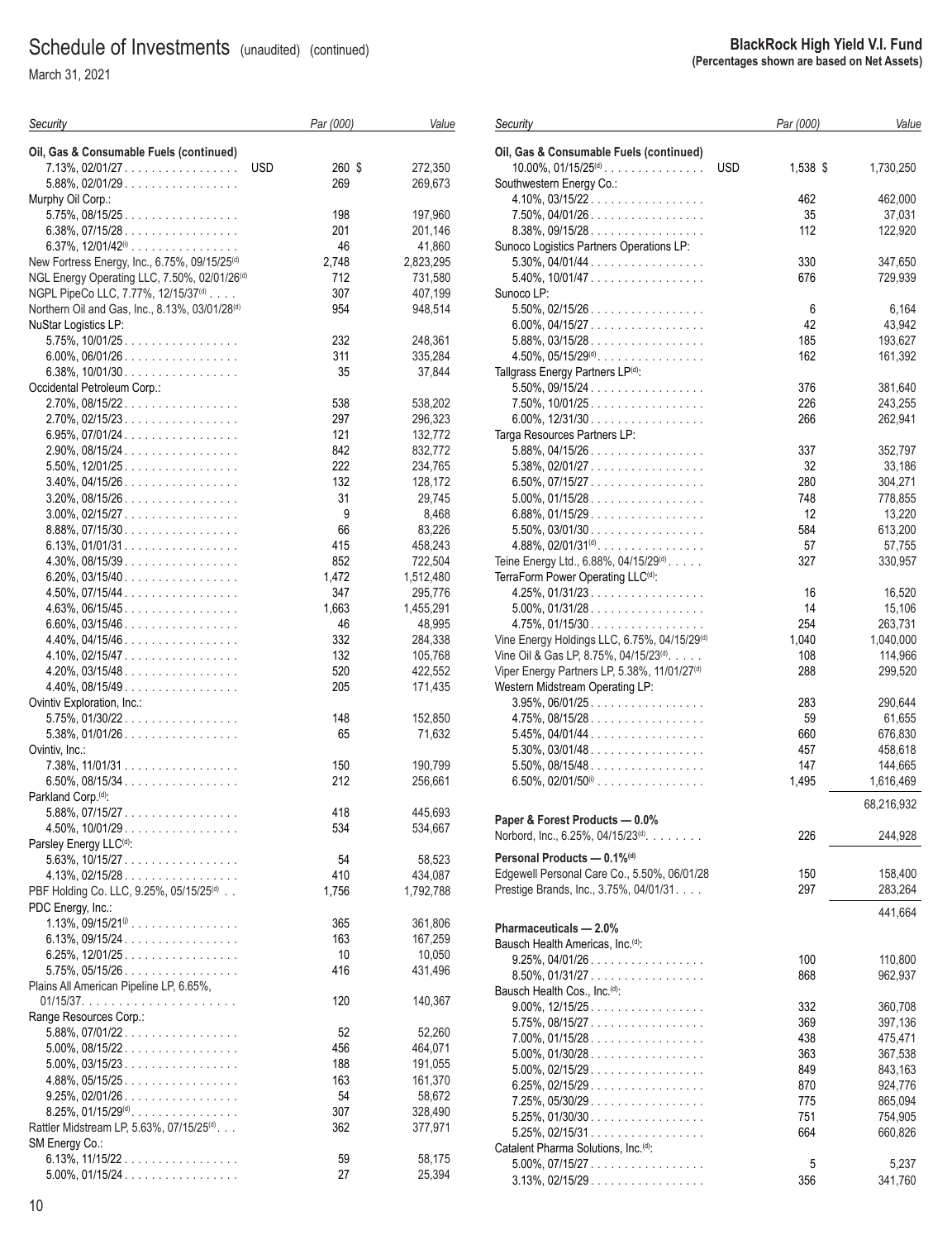# Schedule of Investments (unaudited) (continued)

March 31, 2021

**BlackRock High Yield V.I. Fund**
**(Percentages shown are based on Net Assets)**

| Security | | Par (000) | Value |
|---|---|---|---|
| **Oil, Gas & Consumable Fuels (continued)** | | | |
| 7.13%, 02/01/27 | USD | 260 | $ 272,350 |
| 5.88%, 02/01/29 | | 269 | 269,673 |
| Murphy Oil Corp.: | | | |
| 5.75%, 08/15/25 | | 198 | 197,960 |
| 6.38%, 07/15/28 | | 201 | 201,146 |
| 6.37%, 12/01/42[i] | | 46 | 41,860 |
| New Fortress Energy, Inc., 6.75%, 09/15/25[d] | | 2,748 | 2,823,295 |
| NGL Energy Operating LLC, 7.50%, 02/01/26[d] | | 712 | 731,580 |
| NGPL PipeCo LLC, 7.77%, 12/15/37[d] | | 307 | 407,199 |
| Northern Oil and Gas, Inc., 8.13%, 03/01/28[d] | | 954 | 948,514 |
| NuStar Logistics LP: | | | |
| 5.75%, 10/01/25 | | 232 | 248,361 |
| 6.00%, 06/01/26 | | 311 | 335,284 |
| 6.38%, 10/01/30 | | 35 | 37,844 |
| Occidental Petroleum Corp.: | | | |
| 2.70%, 08/15/22 | | 538 | 538,202 |
| 2.70%, 02/15/23 | | 297 | 296,323 |
| 6.95%, 07/01/24 | | 121 | 132,772 |
| 2.90%, 08/15/24 | | 842 | 832,772 |
| 5.50%, 12/01/25 | | 222 | 234,765 |
| 3.40%, 04/15/26 | | 132 | 128,172 |
| 3.20%, 08/15/26 | | 31 | 29,745 |
| 3.00%, 02/15/27 | | 9 | 8,468 |
| 8.88%, 07/15/30 | | 66 | 83,226 |
| 6.13%, 01/01/31 | | 415 | 458,243 |
| 4.30%, 08/15/39 | | 852 | 722,504 |
| 6.20%, 03/15/40 | | 1,472 | 1,512,480 |
| 4.50%, 07/15/44 | | 347 | 295,776 |
| 4.63%, 06/15/45 | | 1,663 | 1,455,291 |
| 6.60%, 03/15/46 | | 46 | 48,995 |
| 4.40%, 04/15/46 | | 332 | 284,338 |
| 4.10%, 02/15/47 | | 132 | 105,768 |
| 4.20%, 03/15/48 | | 520 | 422,552 |
| 4.40%, 08/15/49 | | 205 | 171,435 |
| Ovintiv Exploration, Inc.: | | | |
| 5.75%, 01/30/22 | | 148 | 152,850 |
| 5.38%, 01/01/26 | | 65 | 71,632 |
| Ovintiv, Inc.: | | | |
| 7.38%, 11/01/31 | | 150 | 190,799 |
| 6.50%, 08/15/34 | | 212 | 256,661 |
| Parkland Corp.[d]: | | | |
| 5.88%, 07/15/27 | | 418 | 445,693 |
| 4.50%, 10/01/29 | | 534 | 534,667 |
| Parsley Energy LLC[d]: | | | |
| 5.63%, 10/15/27 | | 54 | 58,523 |
| 4.13%, 02/15/28 | | 410 | 434,087 |
| PBF Holding Co. LLC, 9.25%, 05/15/25[d] | | 1,756 | 1,792,788 |
| PDC Energy, Inc.: | | | |
| 1.13%, 09/15/21[j] | | 365 | 361,806 |
| 6.13%, 09/15/24 | | 163 | 167,259 |
| 6.25%, 12/01/25 | | 10 | 10,050 |
| 5.75%, 05/15/26 | | 416 | 431,496 |
| Plains All American Pipeline LP, 6.65%, 01/15/37 | | 120 | 140,367 |
| Range Resources Corp.: | | | |
| 5.88%, 07/01/22 | | 52 | 52,260 |
| 5.00%, 08/15/22 | | 456 | 464,071 |
| 5.00%, 03/15/23 | | 188 | 191,055 |
| 4.88%, 05/15/25 | | 163 | 161,370 |
| 9.25%, 02/01/26 | | 54 | 58,672 |
| 8.25%, 01/15/29[d] | | 307 | 328,490 |
| Rattler Midstream LP, 5.63%, 07/15/25[d] | | 362 | 377,971 |
| SM Energy Co.: | | | |
| 6.13%, 11/15/22 | | 59 | 58,175 |
| 5.00%, 01/15/24 | | 27 | 25,394 |
| 10.00%, 01/15/25[d] | USD | 1,538 | $ 1,730,250 |
| Southwestern Energy Co.: | | | |
| 4.10%, 03/15/22 | | 462 | 462,000 |
| 7.50%, 04/01/26 | | 35 | 37,031 |
| 8.38%, 09/15/28 | | 112 | 122,920 |
| Sunoco Logistics Partners Operations LP: | | | |
| 5.30%, 04/01/44 | | 330 | 347,650 |
| 5.40%, 10/01/47 | | 676 | 729,939 |
| Sunoco LP: | | | |
| 5.50%, 02/15/26 | | 6 | 6,164 |
| 6.00%, 04/15/27 | | 42 | 43,942 |
| 5.88%, 03/15/28 | | 185 | 193,627 |
| 4.50%, 05/15/29[d] | | 162 | 161,392 |
| Tallgrass Energy Partners LP[d]: | | | |
| 5.50%, 09/15/24 | | 376 | 381,640 |
| 7.50%, 10/01/25 | | 226 | 243,255 |
| 6.00%, 12/31/30 | | 266 | 262,941 |
| Targa Resources Partners LP: | | | |
| 5.88%, 04/15/26 | | 337 | 352,797 |
| 5.38%, 02/01/27 | | 32 | 33,186 |
| 6.50%, 07/15/27 | | 280 | 304,271 |
| 5.00%, 01/15/28 | | 748 | 778,855 |
| 6.88%, 01/15/29 | | 12 | 13,220 |
| 5.50%, 03/01/30 | | 584 | 613,200 |
| 4.88%, 02/01/31[d] | | 57 | 57,755 |
| Teine Energy Ltd., 6.88%, 04/15/29[d] | | 327 | 330,957 |
| TerraForm Power Operating LLC[d]: | | | |
| 4.25%, 01/31/23 | | 16 | 16,520 |
| 5.00%, 01/31/28 | | 14 | 15,106 |
| 4.75%, 01/15/30 | | 254 | 263,731 |
| Vine Energy Holdings LLC, 6.75%, 04/15/29[d] | | 1,040 | 1,040,000 |
| Vine Oil & Gas LP, 8.75%, 04/15/23[d] | | 108 | 114,966 |
| Viper Energy Partners LP, 5.38%, 11/01/27[d] | | 288 | 299,520 |
| Western Midstream Operating LP: | | | |
| 3.95%, 06/01/25 | | 283 | 290,644 |
| 4.75%, 08/15/28 | | 59 | 61,655 |
| 5.45%, 04/01/44 | | 660 | 676,830 |
| 5.30%, 03/01/48 | | 457 | 458,618 |
| 5.50%, 08/15/48 | | 147 | 144,665 |
| 6.50%, 02/01/50[i] | | 1,495 | 1,616,469 |
| | | | 68,216,932 |
| **Paper & Forest Products — 0.0%** | | | |
| Norbord, Inc., 6.25%, 04/15/23[d] | | 226 | 244,928 |
| **Personal Products — 0.1%[d]** | | | |
| Edgewell Personal Care Co., 5.50%, 06/01/28 | | 150 | 158,400 |
| Prestige Brands, Inc., 3.75%, 04/01/31 | | 297 | 283,264 |
| | | | 441,664 |
| **Pharmaceuticals — 2.0%** | | | |
| Bausch Health Americas, Inc.[d]: | | | |
| 9.25%, 04/01/26 | | 100 | 110,800 |
| 8.50%, 01/31/27 | | 868 | 962,937 |
| Bausch Health Cos., Inc.[d]: | | | |
| 9.00%, 12/15/25 | | 332 | 360,708 |
| 5.75%, 08/15/27 | | 369 | 397,136 |
| 7.00%, 01/15/28 | | 438 | 475,471 |
| 5.00%, 01/30/28 | | 363 | 367,538 |
| 5.00%, 02/15/29 | | 849 | 843,163 |
| 6.25%, 02/15/29 | | 870 | 924,776 |
| 7.25%, 05/30/29 | | 775 | 865,094 |
| 5.25%, 01/30/30 | | 751 | 754,905 |
| 5.25%, 02/15/31 | | 664 | 660,826 |
| Catalent Pharma Solutions, Inc.[d]: | | | |
| 5.00%, 07/15/27 | | 5 | 5,237 |
| 3.13%, 02/15/29 | | 356 | 341,760 |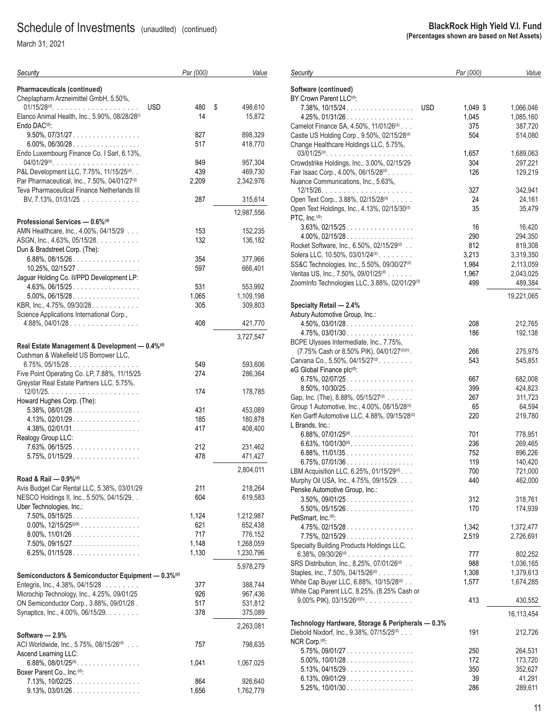# Schedule of Investments (unaudited) (continued)

March 31, 2021

**BlackRock High Yield V.I. Fund**
**(Percentages shown are based on Net Assets)**

| Security | | Par (000) | Value |
|---|---|---|---|
| **Pharmaceuticals (continued)** | | | |
| Cheplapharm Arzneimittel GmbH, 5.50%, 01/15/28[(d)] | USD | 480 | $ 498,610 |
| Elanco Animal Health, Inc., 5.90%, 08/28/28[(i)] | | 14 | 15,872 |
| Endo DAC[(d)]: | | | |
| 9.50%, 07/31/27 | | 827 | 898,329 |
| 6.00%, 06/30/28 | | 517 | 418,770 |
| Endo Luxembourg Finance Co. I Sarl, 6.13%, 04/01/29[(d)] | | 949 | 957,304 |
| P&L Development LLC, 7.75%, 11/15/25[(d)] | | 439 | 469,730 |
| Par Pharmaceutical, Inc., 7.50%, 04/01/27[(d)] | | 2,209 | 2,342,976 |
| Teva Pharmaceutical Finance Netherlands III BV, 7.13%, 01/31/25 | | 287 | 315,614 |
| | | | 12,987,556 |
| **Professional Services — 0.6%[(d)]** | | | |
| AMN Healthcare, Inc., 4.00%, 04/15/29 | | 153 | 152,235 |
| ASGN, Inc., 4.63%, 05/15/28 | | 132 | 136,182 |
| Dun & Bradstreet Corp. (The): | | | |
| 6.88%, 08/15/26 | | 354 | 377,966 |
| 10.25%, 02/15/27 | | 597 | 666,401 |
| Jaguar Holding Co. II/PPD Development LP: | | | |
| 4.63%, 06/15/25 | | 531 | 553,992 |
| 5.00%, 06/15/28 | | 1,065 | 1,109,198 |
| KBR, Inc., 4.75%, 09/30/28 | | 305 | 309,803 |
| Science Applications International Corp., 4.88%, 04/01/28 | | 408 | 421,770 |
| | | | 3,727,547 |
| **Real Estate Management & Development — 0.4%[(d)]** | | | |
| Cushman & Wakefield US Borrower LLC, 6.75%, 05/15/28 | | 549 | 593,606 |
| Five Point Operating Co. LP, 7.88%, 11/15/25 | | 274 | 286,364 |
| Greystar Real Estate Partners LLC, 5.75%, 12/01/25 | | 174 | 178,785 |
| Howard Hughes Corp. (The): | | | |
| 5.38%, 08/01/28 | | 431 | 453,089 |
| 4.13%, 02/01/29 | | 185 | 180,878 |
| 4.38%, 02/01/31 | | 417 | 408,400 |
| Realogy Group LLC: | | | |
| 7.63%, 06/15/25 | | 212 | 231,462 |
| 5.75%, 01/15/29 | | 478 | 471,427 |
| | | | 2,804,011 |
| **Road & Rail — 0.9%[(d)]** | | | |
| Avis Budget Car Rental LLC, 5.38%, 03/01/29 | | 211 | 218,264 |
| NESCO Holdings II, Inc., 5.50%, 04/15/29 | | 604 | 619,583 |
| Uber Technologies, Inc.: | | | |
| 7.50%, 05/15/25 | | 1,124 | 1,212,987 |
| 0.00%, 12/15/25[(j)(k)] | | 621 | 652,438 |
| 8.00%, 11/01/26 | | 717 | 776,152 |
| 7.50%, 09/15/27 | | 1,148 | 1,268,059 |
| 6.25%, 01/15/28 | | 1,130 | 1,230,796 |
| | | | 5,978,279 |
| **Semiconductors & Semiconductor Equipment — 0.3%[(d)]** | | | |
| Entegris, Inc., 4.38%, 04/15/28 | | 377 | 388,744 |
| Microchip Technology, Inc., 4.25%, 09/01/25 | | 926 | 967,436 |
| ON Semiconductor Corp., 3.88%, 09/01/28 | | 517 | 531,812 |
| Synaptics, Inc., 4.00%, 06/15/29 | | 378 | 375,089 |
| | | | 2,263,081 |
| **Software — 2.9%** | | | |
| ACI Worldwide, Inc., 5.75%, 08/15/26[(d)] | | 757 | 798,635 |
| Ascend Learning LLC: | | | |
| 6.88%, 08/01/25[(d)] | | 1,041 | 1,067,025 |
| Boxer Parent Co., Inc.[(d)]: | | | |
| 7.13%, 10/02/25 | | 864 | 926,640 |
| 9.13%, 03/01/26 | | 1,656 | 1,762,779 |
| **Software (continued)** | | | |
| BY Crown Parent LLC[(d)]: | | | |
| 7.38%, 10/15/24 | USD | 1,049 | $ 1,066,046 |
| 4.25%, 01/31/26 | | 1,045 | 1,085,160 |
| Camelot Finance SA, 4.50%, 11/01/26[(d)] | | 375 | 387,720 |
| Castle US Holding Corp., 9.50%, 02/15/28[(d)] | | 504 | 514,080 |
| Change Healthcare Holdings LLC, 5.75%, 03/01/25[(d)] | | 1,657 | 1,689,063 |
| Crowdstrike Holdings, Inc., 3.00%, 02/15/29 | | 304 | 297,221 |
| Fair Isaac Corp., 4.00%, 06/15/28[(d)] | | 126 | 129,219 |
| Nuance Communications, Inc., 5.63%, 12/15/26 | | 327 | 342,941 |
| Open Text Corp., 3.88%, 02/15/28[(d)] | | 24 | 24,161 |
| Open Text Holdings, Inc., 4.13%, 02/15/30[(d)] | | 35 | 35,479 |
| PTC, Inc.[(d)]: | | | |
| 3.63%, 02/15/25 | | 16 | 16,420 |
| 4.00%, 02/15/28 | | 290 | 294,350 |
| Rocket Software, Inc., 6.50%, 02/15/29[(d)] | | 812 | 819,308 |
| Solera LLC, 10.50%, 03/01/24[(d)] | | 3,213 | 3,319,350 |
| SS&C Technologies, Inc., 5.50%, 09/30/27[(d)] | | 1,984 | 2,113,059 |
| Veritas US, Inc., 7.50%, 09/01/25[(d)] | | 1,967 | 2,043,025 |
| ZoomInfo Technologies LLC, 3.88%, 02/01/29[(d)] | | 499 | 489,384 |
| | | | 19,221,065 |
| **Specialty Retail — 2.4%** | | | |
| Asbury Automotive Group, Inc.: | | | |
| 4.50%, 03/01/28 | | 208 | 212,765 |
| 4.75%, 03/01/30 | | 186 | 192,138 |
| BCPE Ulysses Intermediate, Inc., 7.75%, (7.75% Cash or 8.50% PIK), 04/01/27[(d)(h)] | | 266 | 275,975 |
| Carvana Co., 5.50%, 04/15/27[(d)] | | 543 | 545,851 |
| eG Global Finance plc[(d)]: | | | |
| 6.75%, 02/07/25 | | 667 | 682,008 |
| 8.50%, 10/30/25 | | 399 | 424,823 |
| Gap, Inc. (The), 8.88%, 05/15/27[(d)] | | 267 | 311,723 |
| Group 1 Automotive, Inc., 4.00%, 08/15/28[(d)] | | 65 | 64,594 |
| Ken Garff Automotive LLC, 4.88%, 09/15/28[(d)] | | 220 | 219,780 |
| L Brands, Inc.: | | | |
| 6.88%, 07/01/25[(d)] | | 701 | 778,951 |
| 6.63%, 10/01/30[(d)] | | 236 | 269,465 |
| 6.88%, 11/01/35 | | 752 | 896,226 |
| 6.75%, 07/01/36 | | 119 | 140,420 |
| LBM Acquisition LLC, 6.25%, 01/15/29[(d)] | | 700 | 721,000 |
| Murphy Oil USA, Inc., 4.75%, 09/15/29 | | 440 | 462,000 |
| Penske Automotive Group, Inc.: | | | |
| 3.50%, 09/01/25 | | 312 | 318,761 |
| 5.50%, 05/15/26 | | 170 | 174,939 |
| PetSmart, Inc.[(d)]: | | | |
| 4.75%, 02/15/28 | | 1,342 | 1,372,477 |
| 7.75%, 02/15/29 | | 2,519 | 2,726,691 |
| Specialty Building Products Holdings LLC, 6.38%, 09/30/26[(d)] | | 777 | 802,252 |
| SRS Distribution, Inc., 8.25%, 07/01/26[(d)] | | 988 | 1,036,165 |
| Staples, Inc., 7.50%, 04/15/26[(d)] | | 1,308 | 1,379,613 |
| White Cap Buyer LLC, 6.88%, 10/15/28[(d)] | | 1,577 | 1,674,285 |
| White Cap Parent LLC, 8.25%, (8.25% Cash or 9.00% PIK), 03/15/26[(d)(h)] | | 413 | 430,552 |
| | | | 16,113,454 |
| **Technology Hardware, Storage & Peripherals — 0.3%** | | | |
| Diebold Nixdorf, Inc., 9.38%, 07/15/25[(d)] | | 191 | 212,726 |
| NCR Corp.[(d)]: | | | |
| 5.75%, 09/01/27 | | 250 | 264,531 |
| 5.00%, 10/01/28 | | 172 | 173,720 |
| 5.13%, 04/15/29 | | 350 | 352,627 |
| 6.13%, 09/01/29 | | 39 | 41,291 |
| 5.25%, 10/01/30 | | 286 | 289,611 |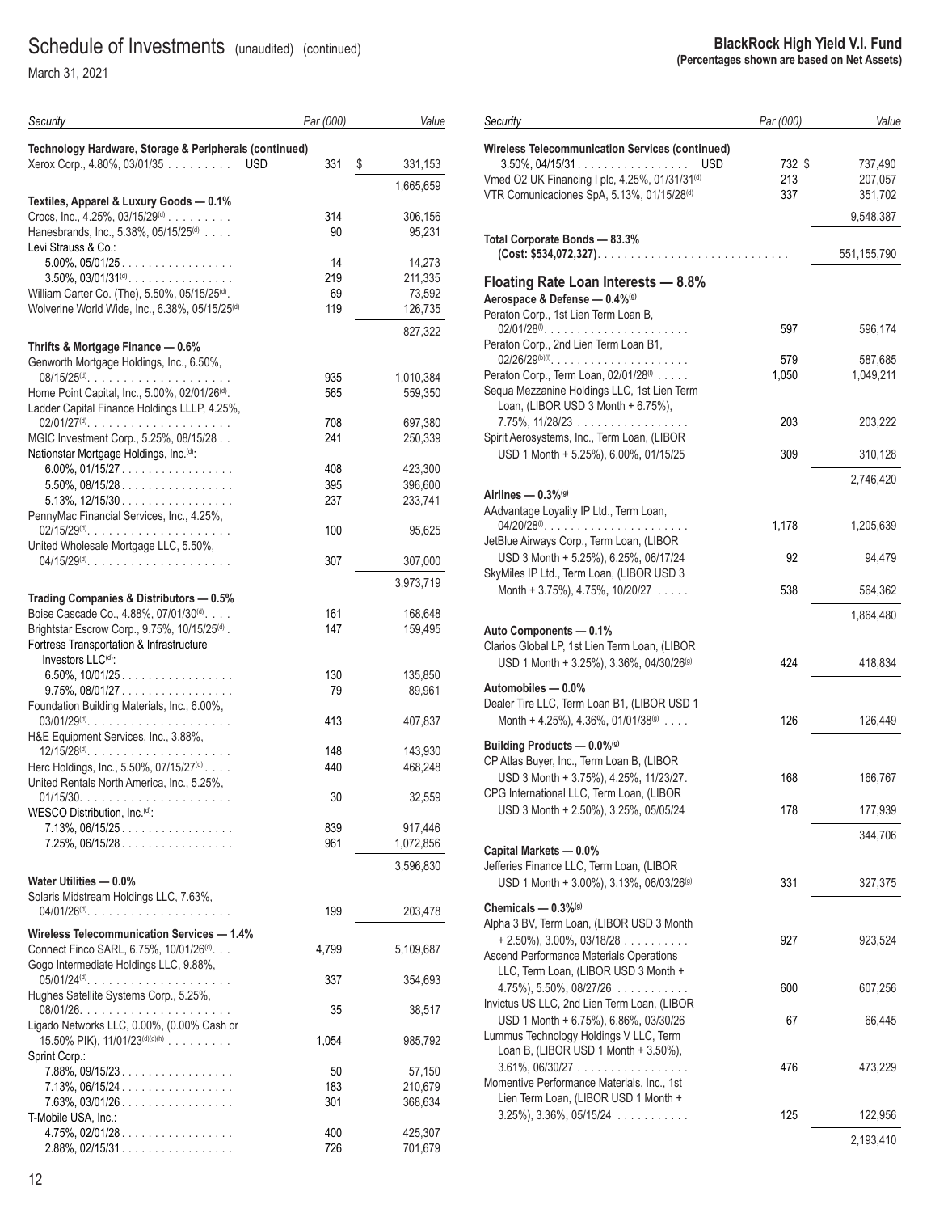# Schedule of Investments (unaudited) (continued)

March 31, 2021

**BlackRock High Yield V.I. Fund**
**(Percentages shown are based on Net Assets)**

| Security | | Par (000) | Value |
|---|---|---|---|
| **Technology Hardware, Storage & Peripherals (continued)** | | | |
| Xerox Corp., 4.80%, 03/01/35 | USD | 331 | $ 331,153 |
| | | | 1,665,659 |
| **Textiles, Apparel & Luxury Goods — 0.1%** | | | |
| Crocs, Inc., 4.25%, 03/15/29[(d)] | | 314 | 306,156 |
| Hanesbrands, Inc., 5.38%, 05/15/25[(d)] | | 90 | 95,231 |
| Levi Strauss & Co.: | | | |
| 5.00%, 05/01/25 | | 14 | 14,273 |
| 3.50%, 03/01/31[(d)] | | 219 | 211,335 |
| William Carter Co. (The), 5.50%, 05/15/25[(d)] | | 69 | 73,592 |
| Wolverine World Wide, Inc., 6.38%, 05/15/25[(d)] | | 119 | 126,735 |
| | | | 827,322 |
| **Thrifts & Mortgage Finance — 0.6%** | | | |
| Genworth Mortgage Holdings, Inc., 6.50%, 08/15/25[(d)] | | 935 | 1,010,384 |
| Home Point Capital, Inc., 5.00%, 02/01/26[(d)] | | 565 | 559,350 |
| Ladder Capital Finance Holdings LLLP, 4.25%, 02/01/27[(d)] | | 708 | 697,380 |
| MGIC Investment Corp., 5.25%, 08/15/28 | | 241 | 250,339 |
| Nationstar Mortgage Holdings, Inc.[(d)]: | | | |
| 6.00%, 01/15/27 | | 408 | 423,300 |
| 5.50%, 08/15/28 | | 395 | 396,600 |
| 5.13%, 12/15/30 | | 237 | 233,741 |
| PennyMac Financial Services, Inc., 4.25%, 02/15/29[(d)] | | 100 | 95,625 |
| United Wholesale Mortgage LLC, 5.50%, 04/15/29[(d)] | | 307 | 307,000 |
| | | | 3,973,719 |
| **Trading Companies & Distributors — 0.5%** | | | |
| Boise Cascade Co., 4.88%, 07/01/30[(d)] | | 161 | 168,648 |
| Brightstar Escrow Corp., 9.75%, 10/15/25[(d)] | | 147 | 159,495 |
| Fortress Transportation & Infrastructure Investors LLC[(d)]: | | | |
| 6.50%, 10/01/25 | | 130 | 135,850 |
| 9.75%, 08/01/27 | | 79 | 89,961 |
| Foundation Building Materials, Inc., 6.00%, 03/01/29[(d)] | | 413 | 407,837 |
| H&E Equipment Services, Inc., 3.88%, 12/15/28[(d)] | | 148 | 143,930 |
| Herc Holdings, Inc., 5.50%, 07/15/27[(d)] | | 440 | 468,248 |
| United Rentals North America, Inc., 5.25%, 01/15/30 | | 30 | 32,559 |
| WESCO Distribution, Inc.[(d)]: | | | |
| 7.13%, 06/15/25 | | 839 | 917,446 |
| 7.25%, 06/15/28 | | 961 | 1,072,856 |
| | | | 3,596,830 |
| **Water Utilities — 0.0%** | | | |
| Solaris Midstream Holdings LLC, 7.63%, 04/01/26[(d)] | | 199 | 203,478 |
| **Wireless Telecommunication Services — 1.4%** | | | |
| Connect Finco SARL, 6.75%, 10/01/26[(d)] | | 4,799 | 5,109,687 |
| Gogo Intermediate Holdings LLC, 9.88%, 05/01/24[(d)] | | 337 | 354,693 |
| Hughes Satellite Systems Corp., 5.25%, 08/01/26 | | 35 | 38,517 |
| Ligado Networks LLC, 0.00%, (0.00% Cash or 15.50% PIK), 11/01/23[(d)(g)(h)] | | 1,054 | 985,792 |
| Sprint Corp.: | | | |
| 7.88%, 09/15/23 | | 50 | 57,150 |
| 7.13%, 06/15/24 | | 183 | 210,679 |
| 7.63%, 03/01/26 | | 301 | 368,634 |
| T-Mobile USA, Inc.: | | | |
| 4.75%, 02/01/28 | | 400 | 425,307 |
| 2.88%, 02/15/31 | | 726 | 701,679 |
| **Wireless Telecommunication Services (continued)** | | | |
| 3.50%, 04/15/31 | USD | 732 | $ 737,490 |
| Vmed O2 UK Financing I plc, 4.25%, 01/31/31[(d)] | | 213 | 207,057 |
| VTR Comunicaciones SpA, 5.13%, 01/15/28[(d)] | | 337 | 351,702 |
| | | | 9,548,387 |
| **Total Corporate Bonds — 83.3%** **(Cost: $534,072,327)** | | | 551,155,790 |

## Floating Rate Loan Interests — 8.8%

| Security | Par (000) | Value |
|---|---|---|
| **Aerospace & Defense — 0.4%[(g)]** | | |
| Peraton Corp., 1st Lien Term Loan B, 02/01/28[(i)] | 597 | 596,174 |
| Peraton Corp., 2nd Lien Term Loan B1, 02/26/29[(b)(i)] | 579 | 587,685 |
| Peraton Corp., Term Loan, 02/01/28[(i)] | 1,050 | 1,049,211 |
| Sequa Mezzanine Holdings LLC, 1st Lien Term Loan, (LIBOR USD 3 Month + 6.75%), 7.75%, 11/28/23 | 203 | 203,222 |
| Spirit Aerosystems, Inc., Term Loan, (LIBOR USD 1 Month + 5.25%), 6.00%, 01/15/25 | 309 | 310,128 |
| | | 2,746,420 |
| **Airlines — 0.3%[(g)]** | | |
| AAdvantage Loyality IP Ltd., Term Loan, 04/20/28[(i)] | 1,178 | 1,205,639 |
| JetBlue Airways Corp., Term Loan, (LIBOR USD 3 Month + 5.25%), 6.25%, 06/17/24 | 92 | 94,479 |
| SkyMiles IP Ltd., Term Loan, (LIBOR USD 3 Month + 3.75%), 4.75%, 10/20/27 | 538 | 564,362 |
| | | 1,864,480 |
| **Auto Components — 0.1%** | | |
| Clarios Global LP, 1st Lien Term Loan, (LIBOR USD 1 Month + 3.25%), 3.36%, 04/30/26[(g)] | 424 | 418,834 |
| **Automobiles — 0.0%** | | |
| Dealer Tire LLC, Term Loan B1, (LIBOR USD 1 Month + 4.25%), 4.36%, 01/01/38[(g)] | 126 | 126,449 |
| **Building Products — 0.0%[(g)]** | | |
| CP Atlas Buyer, Inc., Term Loan B, (LIBOR USD 3 Month + 3.75%), 4.25%, 11/23/27 | 168 | 166,767 |
| CPG International LLC, Term Loan, (LIBOR USD 3 Month + 2.50%), 3.25%, 05/05/24 | 178 | 177,939 |
| | | 344,706 |
| **Capital Markets — 0.0%** | | |
| Jefferies Finance LLC, Term Loan, (LIBOR USD 1 Month + 3.00%), 3.13%, 06/03/26[(g)] | 331 | 327,375 |
| **Chemicals — 0.3%[(g)]** | | |
| Alpha 3 BV, Term Loan, (LIBOR USD 3 Month + 2.50%), 3.00%, 03/18/28 | 927 | 923,524 |
| Ascend Performance Materials Operations LLC, Term Loan, (LIBOR USD 3 Month + 4.75%), 5.50%, 08/27/26 | 600 | 607,256 |
| Invictus US LLC, 2nd Lien Term Loan, (LIBOR USD 1 Month + 6.75%), 6.86%, 03/30/26 | 67 | 66,445 |
| Lummus Technology Holdings V LLC, Term Loan B, (LIBOR USD 1 Month + 3.50%), 3.61%, 06/30/27 | 476 | 473,229 |
| Momentive Performance Materials, Inc., 1st Lien Term Loan, (LIBOR USD 1 Month + 3.25%), 3.36%, 05/15/24 | 125 | 122,956 |
| | | 2,193,410 |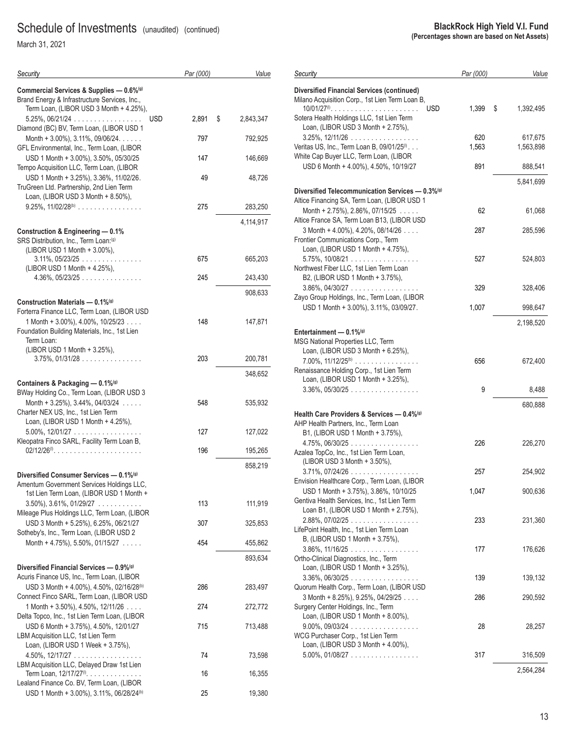# Schedule of Investments (unaudited) (continued)

March 31, 2021

**BlackRock High Yield V.I. Fund**
**(Percentages shown are based on Net Assets)**

| Security | | Par (000) | Value |
|---|---|---|---|
| **Commercial Services & Supplies — 0.6%(g)** | | | |
| Brand Energy & Infrastructure Services, Inc., Term Loan, (LIBOR USD 3 Month + 4.25%), 5.25%, 06/21/24 | USD | 2,891 | $ 2,843,347 |
| Diamond (BC) BV, Term Loan, (LIBOR USD 1 Month + 3.00%), 3.11%, 09/06/24 | | 797 | 792,925 |
| GFL Environmental, Inc., Term Loan, (LIBOR USD 1 Month + 3.00%), 3.50%, 05/30/25 | | 147 | 146,669 |
| Tempo Acquisition LLC, Term Loan, (LIBOR USD 1 Month + 3.25%), 3.36%, 11/02/26 | | 49 | 48,726 |
| TruGreen Ltd. Partnership, 2nd Lien Term Loan, (LIBOR USD 3 Month + 8.50%), 9.25%, 11/02/28(b) | | 275 | 283,250 |
| | | | 4,114,917 |
| **Construction & Engineering — 0.1%** | | | |
| SRS Distribution, Inc., Term Loan:(g) | | | |
| (LIBOR USD 1 Month + 3.00%), 3.11%, 05/23/25 | | 675 | 665,203 |
| (LIBOR USD 1 Month + 4.25%), 4.36%, 05/23/25 | | 245 | 243,430 |
| | | | 908,633 |
| **Construction Materials — 0.1%(g)** | | | |
| Forterra Finance LLC, Term Loan, (LIBOR USD 1 Month + 3.00%), 4.00%, 10/25/23 | | 148 | 147,871 |
| Foundation Building Materials, Inc., 1st Lien Term Loan: | | | |
| (LIBOR USD 1 Month + 3.25%), 3.75%, 01/31/28 | | 203 | 200,781 |
| | | | 348,652 |
| **Containers & Packaging — 0.1%(g)** | | | |
| BWay Holding Co., Term Loan, (LIBOR USD 3 Month + 3.25%), 3.44%, 04/03/24 | | 548 | 535,932 |
| Charter NEX US, Inc., 1st Lien Term Loan, (LIBOR USD 1 Month + 4.25%), 5.00%, 12/01/27 | | 127 | 127,022 |
| Kleopatra Finco SARL, Facility Term Loan B, 02/12/26(l) | | 196 | 195,265 |
| | | | 858,219 |
| **Diversified Consumer Services — 0.1%(g)** | | | |
| Amentum Government Services Holdings LLC, 1st Lien Term Loan, (LIBOR USD 1 Month + 3.50%), 3.61%, 01/29/27 | | 113 | 111,919 |
| Mileage Plus Holdings LLC, Term Loan, (LIBOR USD 3 Month + 5.25%), 6.25%, 06/21/27 | | 307 | 325,853 |
| Sotheby's, Inc., Term Loan, (LIBOR USD 2 Month + 4.75%), 5.50%, 01/15/27 | | 454 | 455,862 |
| | | | 893,634 |
| **Diversified Financial Services — 0.9%(g)** | | | |
| Acuris Finance US, Inc., Term Loan, (LIBOR USD 3 Month + 4.00%), 4.50%, 02/16/28(b) | | 286 | 283,497 |
| Connect Finco SARL, Term Loan, (LIBOR USD 1 Month + 3.50%), 4.50%, 12/11/26 | | 274 | 272,772 |
| Delta Topco, Inc., 1st Lien Term Loan, (LIBOR USD 6 Month + 3.75%), 4.50%, 12/01/27 | | 715 | 713,488 |
| LBM Acquisition LLC, 1st Lien Term Loan, (LIBOR USD 1 Week + 3.75%), 4.50%, 12/17/27 | | 74 | 73,598 |
| LBM Acquisition LLC, Delayed Draw 1st Lien Term Loan, 12/17/27(l) | | 16 | 16,355 |
| Lealand Finance Co. BV, Term Loan, (LIBOR USD 1 Month + 3.00%), 3.11%, 06/28/24(b) | | 25 | 19,380 |
| **Diversified Financial Services (continued)** | | | |
| Milano Acquisition Corp., 1st Lien Term Loan B, 10/01/27(l) | USD | 1,399 | $ 1,392,495 |
| Sotera Health Holdings LLC, 1st Lien Term Loan, (LIBOR USD 3 Month + 2.75%), 3.25%, 12/11/26 | | 620 | 617,675 |
| Veritas US, Inc., Term Loan B, 09/01/25(l) | | 1,563 | 1,563,898 |
| White Cap Buyer LLC, Term Loan, (LIBOR USD 6 Month + 4.00%), 4.50%, 10/19/27 | | 891 | 888,541 |
| | | | 5,841,699 |
| **Diversified Telecommunication Services — 0.3%(g)** | | | |
| Altice Financing SA, Term Loan, (LIBOR USD 1 Month + 2.75%), 2.86%, 07/15/25 | | 62 | 61,068 |
| Altice France SA, Term Loan B13, (LIBOR USD 3 Month + 4.00%), 4.20%, 08/14/26 | | 287 | 285,596 |
| Frontier Communications Corp., Term Loan, (LIBOR USD 1 Month + 4.75%), 5.75%, 10/08/21 | | 527 | 524,803 |
| Northwest Fiber LLC, 1st Lien Term Loan B2, (LIBOR USD 1 Month + 3.75%), 3.86%, 04/30/27 | | 329 | 328,406 |
| Zayo Group Holdings, Inc., Term Loan, (LIBOR USD 1 Month + 3.00%), 3.11%, 03/09/27 | | 1,007 | 998,647 |
| | | | 2,198,520 |
| **Entertainment — 0.1%(g)** | | | |
| MSG National Properties LLC, Term Loan, (LIBOR USD 3 Month + 6.25%), 7.00%, 11/12/25(b) | | 656 | 672,400 |
| Renaissance Holding Corp., 1st Lien Term Loan, (LIBOR USD 1 Month + 3.25%), 3.36%, 05/30/25 | | 9 | 8,488 |
| | | | 680,888 |
| **Health Care Providers & Services — 0.4%(g)** | | | |
| AHP Health Partners, Inc., Term Loan B1, (LIBOR USD 1 Month + 3.75%), 4.75%, 06/30/25 | | 226 | 226,270 |
| Azalea TopCo, Inc., 1st Lien Term Loan, (LIBOR USD 3 Month + 3.50%), 3.71%, 07/24/26 | | 257 | 254,902 |
| Envision Healthcare Corp., Term Loan, (LIBOR USD 1 Month + 3.75%), 3.86%, 10/10/25 | | 1,047 | 900,636 |
| Gentiva Health Services, Inc., 1st Lien Term Loan B1, (LIBOR USD 1 Month + 2.75%), 2.88%, 07/02/25 | | 233 | 231,360 |
| LifePoint Health, Inc., 1st Lien Term Loan B, (LIBOR USD 1 Month + 3.75%), 3.86%, 11/16/25 | | 177 | 176,626 |
| Ortho-Clinical Diagnostics, Inc., Term Loan, (LIBOR USD 1 Month + 3.25%), 3.36%, 06/30/25 | | 139 | 139,132 |
| Quorum Health Corp., Term Loan, (LIBOR USD 3 Month + 8.25%), 9.25%, 04/29/25 | | 286 | 290,592 |
| Surgery Center Holdings, Inc., Term Loan, (LIBOR USD 1 Month + 8.00%), 9.00%, 09/03/24 | | 28 | 28,257 |
| WCG Purchaser Corp., 1st Lien Term Loan, (LIBOR USD 3 Month + 4.00%), 5.00%, 01/08/27 | | 317 | 316,509 |
| | | | 2,564,284 |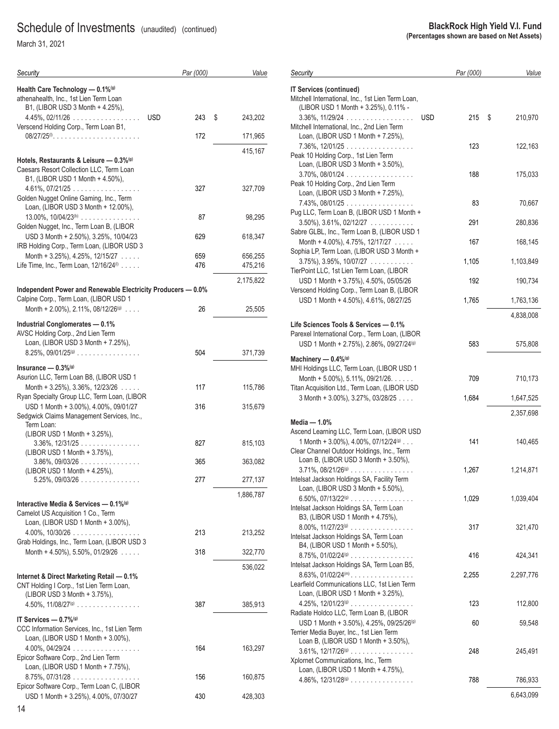Schedule of Investments (unaudited) (continued)

March 31, 2021

**BlackRock High Yield V.I. Fund**
**(Percentages shown are based on Net Assets)**

| Security | | Par (000) | Value |
|---|---|---|---|
| **Health Care Technology — 0.1%**[g] | | | |
| athenahealth, Inc., 1st Lien Term Loan B1, (LIBOR USD 3 Month + 4.25%), 4.45%, 02/11/26 | USD | 243 | $ 243,202 |
| Verscend Holding Corp., Term Loan B1, 08/27/25[l] | | 172 | 171,965 |
| | | | 415,167 |
| **Hotels, Restaurants & Leisure — 0.3%**[g] | | | |
| Caesars Resort Collection LLC, Term Loan B1, (LIBOR USD 1 Month + 4.50%), 4.61%, 07/21/25 | | 327 | 327,709 |
| Golden Nugget Online Gaming, Inc., Term Loan, (LIBOR USD 3 Month + 12.00%), 13.00%, 10/04/23[b] | | 87 | 98,295 |
| Golden Nugget, Inc., Term Loan B, (LIBOR USD 3 Month + 2.50%), 3.25%, 10/04/23 | | 629 | 618,347 |
| IRB Holding Corp., Term Loan, (LIBOR USD 3 Month + 3.25%), 4.25%, 12/15/27 | | 659 | 656,255 |
| Life Time, Inc., Term Loan, 12/16/24[l] | | 476 | 475,216 |
| | | | 2,175,822 |
| **Independent Power and Renewable Electricity Producers — 0.0%** | | | |
| Calpine Corp., Term Loan, (LIBOR USD 1 Month + 2.00%), 2.11%, 08/12/26[g] | | 26 | 25,505 |
| **Industrial Conglomerates — 0.1%** | | | |
| AVSC Holding Corp., 2nd Lien Term Loan, (LIBOR USD 3 Month + 7.25%), 8.25%, 09/01/25[g] | | 504 | 371,739 |
| **Insurance — 0.3%**[g] | | | |
| Asurion LLC, Term Loan B8, (LIBOR USD 1 Month + 3.25%), 3.36%, 12/23/26 | | 117 | 115,786 |
| Ryan Specialty Group LLC, Term Loan, (LIBOR USD 1 Month + 3.00%), 4.00%, 09/01/27 | | 316 | 315,679 |
| Sedgwick Claims Management Services, Inc., Term Loan: | | | |
| (LIBOR USD 1 Month + 3.25%), 3.36%, 12/31/25 | | 827 | 815,103 |
| (LIBOR USD 1 Month + 3.75%), 3.86%, 09/03/26 | | 365 | 363,082 |
| (LIBOR USD 1 Month + 4.25%), 5.25%, 09/03/26 | | 277 | 277,137 |
| | | | 1,886,787 |
| **Interactive Media & Services — 0.1%**[g] | | | |
| Camelot US Acquisition 1 Co., Term Loan, (LIBOR USD 1 Month + 3.00%), 4.00%, 10/30/26 | | 213 | 213,252 |
| Grab Holdings, Inc., Term Loan, (LIBOR USD 3 Month + 4.50%), 5.50%, 01/29/26 | | 318 | 322,770 |
| | | | 536,022 |
| **Internet & Direct Marketing Retail — 0.1%** | | | |
| CNT Holding I Corp., 1st Lien Term Loan, (LIBOR USD 3 Month + 3.75%), 4.50%, 11/08/27[g] | | 387 | 385,913 |
| **IT Services — 0.7%**[g] | | | |
| CCC Information Services, Inc., 1st Lien Term Loan, (LIBOR USD 1 Month + 3.00%), 4.00%, 04/29/24 | | 164 | 163,297 |
| Epicor Software Corp., 2nd Lien Term Loan, (LIBOR USD 1 Month + 7.75%), 8.75%, 07/31/28 | | 156 | 160,875 |
| Epicor Software Corp., Term Loan C, (LIBOR USD 1 Month + 3.25%), 4.00%, 07/30/27 | | 430 | 428,303 |
| **IT Services (continued)** | | | |
| Mitchell International, Inc., 1st Lien Term Loan, (LIBOR USD 1 Month + 3.25%), 0.11% - 3.36%, 11/29/24 | USD | 215 | $ 210,970 |
| Mitchell International, Inc., 2nd Lien Term Loan, (LIBOR USD 1 Month + 7.25%), 7.36%, 12/01/25 | | 123 | 122,163 |
| Peak 10 Holding Corp., 1st Lien Term Loan, (LIBOR USD 3 Month + 3.50%), 3.70%, 08/01/24 | | 188 | 175,033 |
| Peak 10 Holding Corp., 2nd Lien Term Loan, (LIBOR USD 3 Month + 7.25%), 7.43%, 08/01/25 | | 83 | 70,667 |
| Pug LLC, Term Loan B, (LIBOR USD 1 Month + 3.50%), 3.61%, 02/12/27 | | 291 | 280,836 |
| Sabre GLBL, Inc., Term Loan B, (LIBOR USD 1 Month + 4.00%), 4.75%, 12/17/27 | | 167 | 168,145 |
| Sophia LP, Term Loan, (LIBOR USD 3 Month + 3.75%), 3.95%, 10/07/27 | | 1,105 | 1,103,849 |
| TierPoint LLC, 1st Lien Term Loan, (LIBOR USD 1 Month + 3.75%), 4.50%, 05/05/26 | | 192 | 190,734 |
| Verscend Holding Corp., Term Loan B, (LIBOR USD 1 Month + 4.50%), 4.61%, 08/27/25 | | 1,765 | 1,763,136 |
| | | | 4,838,008 |
| **Life Sciences Tools & Services — 0.1%** | | | |
| Parexel International Corp., Term Loan, (LIBOR USD 1 Month + 2.75%), 2.86%, 09/27/24[g] | | 583 | 575,808 |
| **Machinery — 0.4%**[g] | | | |
| MHI Holdings LLC, Term Loan, (LIBOR USD 1 Month + 5.00%), 5.11%, 09/21/26 | | 709 | 710,173 |
| Titan Acquisition Ltd., Term Loan, (LIBOR USD 3 Month + 3.00%), 3.27%, 03/28/25 | | 1,684 | 1,647,525 |
| | | | 2,357,698 |
| **Media — 1.0%** | | | |
| Ascend Learning LLC, Term Loan, (LIBOR USD 1 Month + 3.00%), 4.00%, 07/12/24[g] | | 141 | 140,465 |
| Clear Channel Outdoor Holdings, Inc., Term Loan B, (LIBOR USD 3 Month + 3.50%), 3.71%, 08/21/26[g] | | 1,267 | 1,214,871 |
| Intelsat Jackson Holdings SA, Facility Term Loan, (LIBOR USD 3 Month + 5.50%), 6.50%, 07/13/22[g] | | 1,029 | 1,039,404 |
| Intelsat Jackson Holdings SA, Term Loan B3, (LIBOR USD 1 Month + 4.75%), 8.00%, 11/27/23[g] | | 317 | 321,470 |
| Intelsat Jackson Holdings SA, Term Loan B4, (LIBOR USD 1 Month + 5.50%), 8.75%, 01/02/24[g] | | 416 | 424,341 |
| Intelsat Jackson Holdings SA, Term Loan B5, 8.63%, 01/02/24[m] | | 2,255 | 2,297,776 |
| Learfield Communications LLC, 1st Lien Term Loan, (LIBOR USD 1 Month + 3.25%), 4.25%, 12/01/23[g] | | 123 | 112,800 |
| Radiate Holdco LLC, Term Loan B, (LIBOR USD 1 Month + 3.50%), 4.25%, 09/25/26[g] | | 60 | 59,548 |
| Terrier Media Buyer, Inc., 1st Lien Term Loan B, (LIBOR USD 1 Month + 3.50%), 3.61%, 12/17/26[g] | | 248 | 245,491 |
| Xplornet Communications, Inc., Term Loan, (LIBOR USD 1 Month + 4.75%), 4.86%, 12/31/28[g] | | 788 | 786,933 |
| | | | 6,643,099 |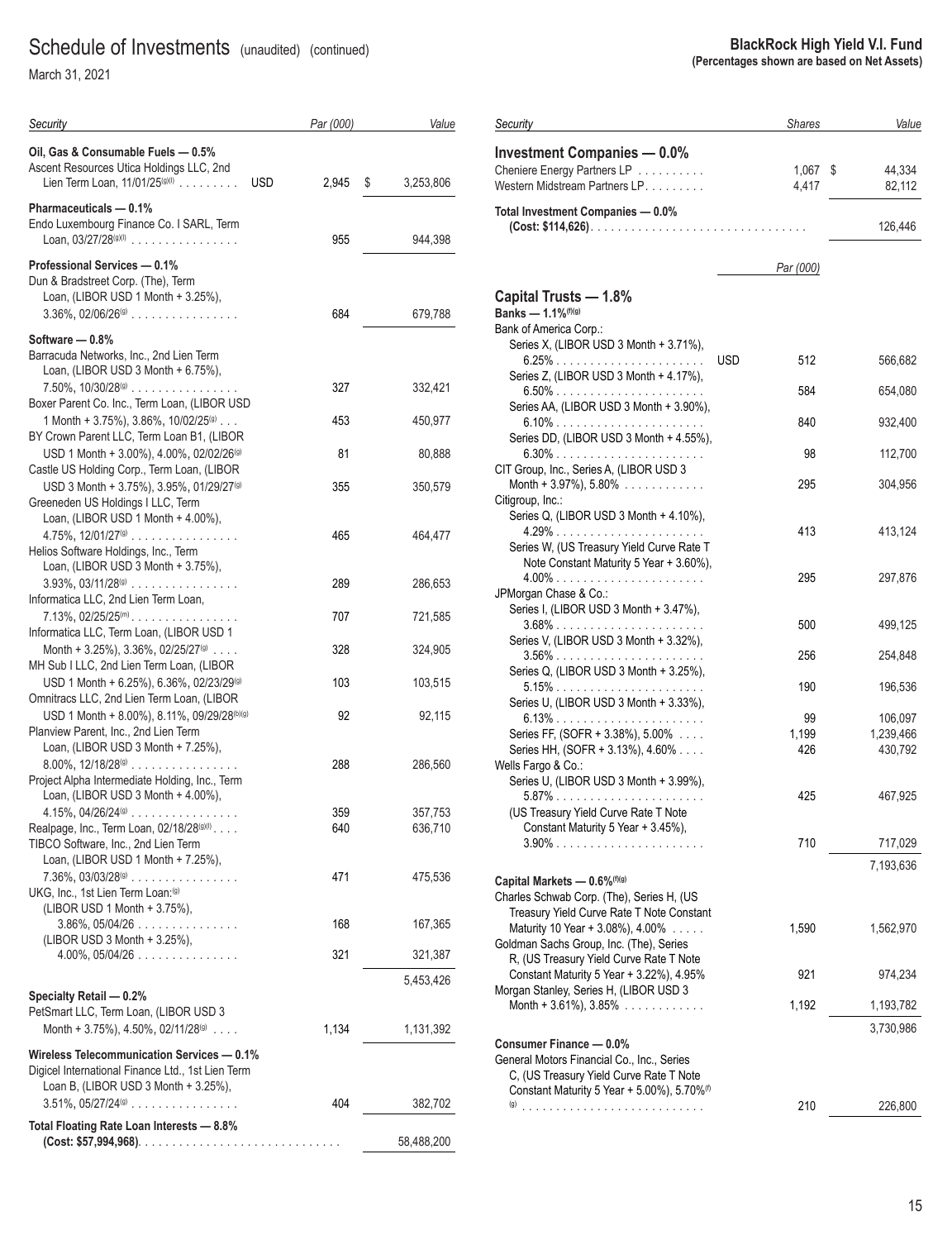# Schedule of Investments (unaudited) (continued)

March 31, 2021

**BlackRock High Yield V.I. Fund**
**(Percentages shown are based on Net Assets)**

| Security | | Par (000) | Value |
|---|---|---|---|
| **Oil, Gas & Consumable Fuels — 0.5%** | | | |
| Ascent Resources Utica Holdings LLC, 2nd Lien Term Loan, 11/01/25[(g)(l)] | USD | 2,945 | $ 3,253,806 |
| **Pharmaceuticals — 0.1%** | | | |
| Endo Luxembourg Finance Co. I SARL, Term Loan, 03/27/28[(g)(l)] | | 955 | 944,398 |
| **Professional Services — 0.1%** | | | |
| Dun & Bradstreet Corp. (The), Term Loan, (LIBOR USD 1 Month + 3.25%), 3.36%, 02/06/26[(g)] | | 684 | 679,788 |
| **Software — 0.8%** | | | |
| Barracuda Networks, Inc., 2nd Lien Term Loan, (LIBOR USD 3 Month + 6.75%), 7.50%, 10/30/28[(g)] | | 327 | 332,421 |
| Boxer Parent Co. Inc., Term Loan, (LIBOR USD 1 Month + 3.75%), 3.86%, 10/02/25[(g)] | | 453 | 450,977 |
| BY Crown Parent LLC, Term Loan B1, (LIBOR USD 1 Month + 3.00%), 4.00%, 02/02/26[(g)] | | 81 | 80,888 |
| Castle US Holding Corp., Term Loan, (LIBOR USD 3 Month + 3.75%), 3.95%, 01/29/27[(g)] | | 355 | 350,579 |
| Greeneden US Holdings I LLC, Term Loan, (LIBOR USD 1 Month + 4.00%), 4.75%, 12/01/27[(g)] | | 465 | 464,477 |
| Helios Software Holdings, Inc., Term Loan, (LIBOR USD 3 Month + 3.75%), 3.93%, 03/11/28[(g)] | | 289 | 286,653 |
| Informatica LLC, 2nd Lien Term Loan, 7.13%, 02/25/25[(m)] | | 707 | 721,585 |
| Informatica LLC, Term Loan, (LIBOR USD 1 Month + 3.25%), 3.36%, 02/25/27[(g)] | | 328 | 324,905 |
| MH Sub I LLC, 2nd Lien Term Loan, (LIBOR USD 1 Month + 6.25%), 6.36%, 02/23/29[(g)] | | 103 | 103,515 |
| Omnitracs LLC, 2nd Lien Term Loan, (LIBOR USD 1 Month + 8.00%), 8.11%, 09/29/28[(b)(g)] | | 92 | 92,115 |
| Planview Parent, Inc., 2nd Lien Term Loan, (LIBOR USD 3 Month + 7.25%), 8.00%, 12/18/28[(g)] | | 288 | 286,560 |
| Project Alpha Intermediate Holding, Inc., Term Loan, (LIBOR USD 3 Month + 4.00%), 4.15%, 04/26/24[(g)] | | 359 | 357,753 |
| Realpage, Inc., Term Loan, 02/18/28[(g)(l)] | | 640 | 636,710 |
| TIBCO Software, Inc., 2nd Lien Term Loan, (LIBOR USD 1 Month + 7.25%), 7.36%, 03/03/28[(g)] | | 471 | 475,536 |
| UKG, Inc., 1st Lien Term Loan:[(g)] | | | |
| (LIBOR USD 1 Month + 3.75%), 3.86%, 05/04/26 | | 168 | 167,365 |
| (LIBOR USD 3 Month + 3.25%), 4.00%, 05/04/26 | | 321 | 321,387 |
| | | | 5,453,426 |
| **Specialty Retail — 0.2%** | | | |
| PetSmart LLC, Term Loan, (LIBOR USD 3 Month + 3.75%), 4.50%, 02/11/28[(g)] | | 1,134 | 1,131,392 |
| **Wireless Telecommunication Services — 0.1%** | | | |
| Digicel International Finance Ltd., 1st Lien Term Loan B, (LIBOR USD 3 Month + 3.25%), 3.51%, 05/27/24[(g)] | | 404 | 382,702 |
| **Total Floating Rate Loan Interests — 8.8%** | | | |
| **(Cost: $57,994,968)** | | | 58,488,200 |

| Security | | Shares | Value |
|---|---|---|---|
| **Investment Companies — 0.0%** | | | |
| Cheniere Energy Partners LP | | 1,067 | $ 44,334 |
| Western Midstream Partners LP | | 4,417 | 82,112 |
| **Total Investment Companies — 0.0%** | | | |
| **(Cost: $114,626)** | | | 126,446 |

| Security | | Par (000) | Value |
|---|---|---|---|
| **Capital Trusts — 1.8%** | | | |
| **Banks — 1.1%[(f)(g)]** | | | |
| Bank of America Corp.: | | | |
| Series X, (LIBOR USD 3 Month + 3.71%), 6.25% | USD | 512 | 566,682 |
| Series Z, (LIBOR USD 3 Month + 4.17%), 6.50% | | 584 | 654,080 |
| Series AA, (LIBOR USD 3 Month + 3.90%), 6.10% | | 840 | 932,400 |
| Series DD, (LIBOR USD 3 Month + 4.55%), 6.30% | | 98 | 112,700 |
| CIT Group, Inc., Series A, (LIBOR USD 3 Month + 3.97%), 5.80% | | 295 | 304,956 |
| Citigroup, Inc.: | | | |
| Series Q, (LIBOR USD 3 Month + 4.10%), 4.29% | | 413 | 413,124 |
| Series W, (US Treasury Yield Curve Rate T Note Constant Maturity 5 Year + 3.60%), 4.00% | | 295 | 297,876 |
| JPMorgan Chase & Co.: | | | |
| Series I, (LIBOR USD 3 Month + 3.47%), 3.68% | | 500 | 499,125 |
| Series V, (LIBOR USD 3 Month + 3.32%), 3.56% | | 256 | 254,848 |
| Series Q, (LIBOR USD 3 Month + 3.25%), 5.15% | | 190 | 196,536 |
| Series U, (LIBOR USD 3 Month + 3.33%), 6.13% | | 99 | 106,097 |
| Series FF, (SOFR + 3.38%), 5.00% | | 1,199 | 1,239,466 |
| Series HH, (SOFR + 3.13%), 4.60% | | 426 | 430,792 |
| Wells Fargo & Co.: | | | |
| Series U, (LIBOR USD 3 Month + 3.99%), 5.87% | | 425 | 467,925 |
| (US Treasury Yield Curve Rate T Note Constant Maturity 5 Year + 3.45%), 3.90% | | 710 | 717,029 |
| | | | 7,193,636 |
| **Capital Markets — 0.6%[(f)(g)]** | | | |
| Charles Schwab Corp. (The), Series H, (US Treasury Yield Curve Rate T Note Constant Maturity 10 Year + 3.08%), 4.00% | | 1,590 | 1,562,970 |
| Goldman Sachs Group, Inc. (The), Series R, (US Treasury Yield Curve Rate T Note Constant Maturity 5 Year + 3.22%), 4.95% | | 921 | 974,234 |
| Morgan Stanley, Series H, (LIBOR USD 3 Month + 3.61%), 3.85% | | 1,192 | 1,193,782 |
| | | | 3,730,986 |
| **Consumer Finance — 0.0%** | | | |
| General Motors Financial Co., Inc., Series C, (US Treasury Yield Curve Rate T Note Constant Maturity 5 Year + 5.00%), 5.70%[(f)(g)] | | 210 | 226,800 |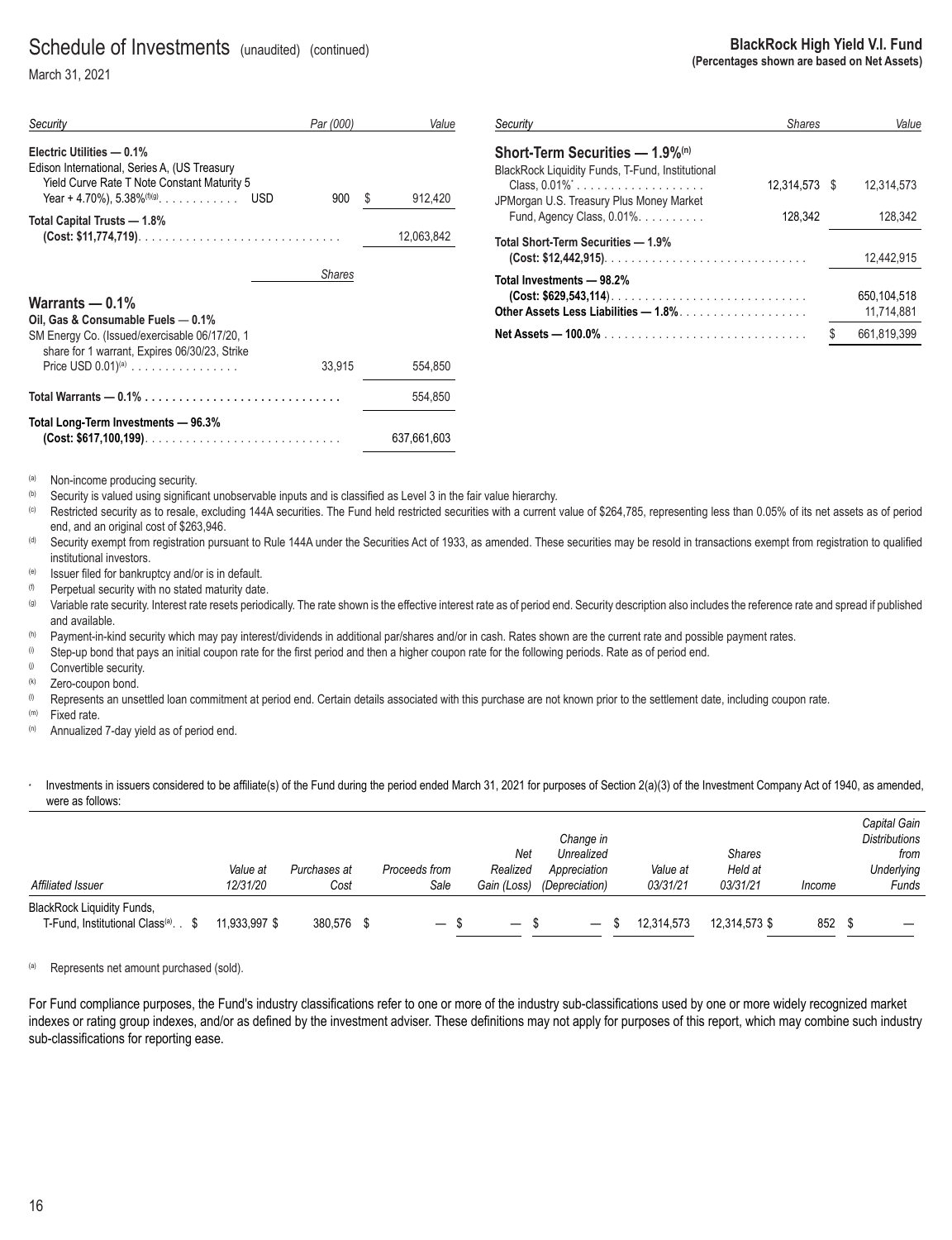# Schedule of Investments (unaudited) (continued)

March 31, 2021

**BlackRock High Yield V.I. Fund**
**(Percentages shown are based on Net Assets)**

| *Security* | | *Par (000)* | *Value* |
|---|---|---|---|
| **Electric Utilities — 0.1%** | | | |
| Edison International, Series A, (US Treasury Yield Curve Rate T Note Constant Maturity 5 Year + 4.70%), 5.38%[(f)(g)] | USD | 900 | $ 912,420 |
| **Total Capital Trusts — 1.8%** **(Cost: $11,774,719)** | | | 12,063,842 |
| | | *Shares* | |
| **Warrants — 0.1%** | | | |
| **Oil, Gas & Consumable Fuels — 0.1%** | | | |
| SM Energy Co. (Issued/exercisable 06/17/20, 1 share for 1 warrant, Expires 06/30/23, Strike Price USD 0.01)[(a)] | | 33,915 | 554,850 |
| **Total Warrants — 0.1%** | | | 554,850 |
| **Total Long-Term Investments — 96.3%** **(Cost: $617,100,199)** | | | 637,661,603 |

| *Security* | *Shares* | *Value* |
|---|---|---|
| **Short-Term Securities — 1.9%[(n)]** | | |
| BlackRock Liquidity Funds, T-Fund, Institutional Class, 0.01%* | 12,314,573 | $ 12,314,573 |
| JPMorgan U.S. Treasury Plus Money Market Fund, Agency Class, 0.01%. | 128,342 | 128,342 |
| **Total Short-Term Securities — 1.9%** **(Cost: $12,442,915)** | | 12,442,915 |
| **Total Investments — 98.2%** **(Cost: $629,543,114)** | | 650,104,518 |
| **Other Assets Less Liabilities — 1.8%** | | 11,714,881 |
| **Net Assets — 100.0%** | | $ 661,819,399 |

(a) Non-income producing security.
(b) Security is valued using significant unobservable inputs and is classified as Level 3 in the fair value hierarchy.
(c) Restricted security as to resale, excluding 144A securities. The Fund held restricted securities with a current value of $264,785, representing less than 0.05% of its net assets as of period end, and an original cost of $263,946.
(d) Security exempt from registration pursuant to Rule 144A under the Securities Act of 1933, as amended. These securities may be resold in transactions exempt from registration to qualified institutional investors.
(e) Issuer filed for bankruptcy and/or is in default.
(f) Perpetual security with no stated maturity date.
(g) Variable rate security. Interest rate resets periodically. The rate shown is the effective interest rate as of period end. Security description also includes the reference rate and spread if published and available.
(h) Payment-in-kind security which may pay interest/dividends in additional par/shares and/or in cash. Rates shown are the current rate and possible payment rates.
(i) Step-up bond that pays an initial coupon rate for the first period and then a higher coupon rate for the following periods. Rate as of period end.
(j) Convertible security.
(k) Zero-coupon bond.
(l) Represents an unsettled loan commitment at period end. Certain details associated with this purchase are not known prior to the settlement date, including coupon rate.
(m) Fixed rate.
(n) Annualized 7-day yield as of period end.

\* Investments in issuers considered to be affiliate(s) of the Fund during the period ended March 31, 2021 for purposes of Section 2(a)(3) of the Investment Company Act of 1940, as amended, were as follows:

| *Affiliated Issuer* | *Value at 12/31/20* | *Purchases at Cost* | *Proceeds from Sale* | *Net Realized Gain (Loss)* | *Change in Unrealized Appreciation (Depreciation)* | *Value at 03/31/21* | *Shares Held at 03/31/21* | *Income* | *Capital Gain Distributions from Underlying Funds* |
|---|---|---|---|---|---|---|---|---|---|
| BlackRock Liquidity Funds, T-Fund, Institutional Class[(a)] | $ 11,933,997 | $ 380,576 | $ — | $ — | $ — | $ 12,314,573 | 12,314,573 | $ 852 | $ — |

(a) Represents net amount purchased (sold).

For Fund compliance purposes, the Fund's industry classifications refer to one or more of the industry sub-classifications used by one or more widely recognized market indexes or rating group indexes, and/or as defined by the investment adviser. These definitions may not apply for purposes of this report, which may combine such industry sub-classifications for reporting ease.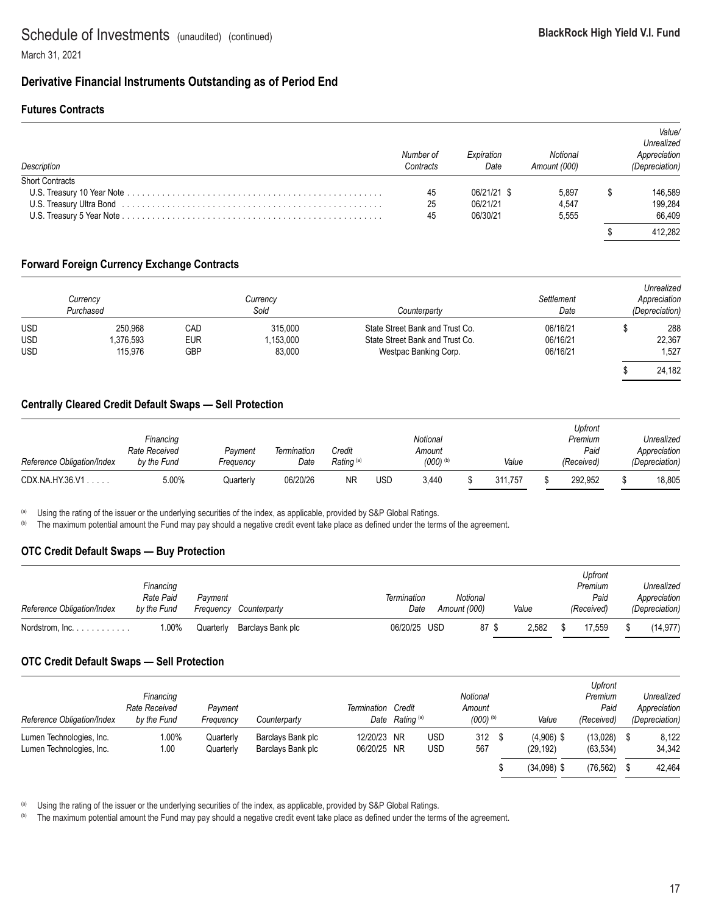# Schedule of Investments (unaudited) (continued)

**BlackRock High Yield V.I. Fund**

March 31, 2021

## Derivative Financial Instruments Outstanding as of Period End

### Futures Contracts

| Description | Number of Contracts | Expiration Date | Notional Amount (000) | Value/ Unrealized Appreciation (Depreciation) |
|---|---|---|---|---|
| Short Contracts | | | | |
| U.S. Treasury 10 Year Note | 45 | 06/21/21 | $ 5,897 | $ 146,589 |
| U.S. Treasury Ultra Bond | 25 | 06/21/21 | 4,547 | 199,284 |
| U.S. Treasury 5 Year Note | 45 | 06/30/21 | 5,555 | 66,409 |
| | | | | $ 412,282 |

### Forward Foreign Currency Exchange Contracts

| Currency Purchased | | Currency Sold | | Counterparty | Settlement Date | Unrealized Appreciation (Depreciation) |
|---|---|---|---|---|---|---|
| USD | 250,968 | CAD | 315,000 | State Street Bank and Trust Co. | 06/16/21 | $ 288 |
| USD | 1,376,593 | EUR | 1,153,000 | State Street Bank and Trust Co. | 06/16/21 | 22,367 |
| USD | 115,976 | GBP | 83,000 | Westpac Banking Corp. | 06/16/21 | 1,527 |
| | | | | | | $ 24,182 |

### Centrally Cleared Credit Default Swaps — Sell Protection

| Reference Obligation/Index | Financing Rate Received by the Fund | Payment Frequency | Termination Date | Credit Rating [(a)] | | Notional Amount (000) [(b)] | Value | Upfront Premium Paid (Received) | Unrealized Appreciation (Depreciation) |
|---|---|---|---|---|---|---|---|---|---|
| CDX.NA.HY.36.V1 | 5.00% | Quarterly | 06/20/26 | NR | USD | 3,440 | $ 311,757 | $ 292,952 | $ 18,805 |

[(a)] Using the rating of the issuer or the underlying securities of the index, as applicable, provided by S&P Global Ratings.

[(b)] The maximum potential amount the Fund may pay should a negative credit event take place as defined under the terms of the agreement.

### OTC Credit Default Swaps — Buy Protection

| Reference Obligation/Index | Financing Rate Paid by the Fund | Payment Frequency | Counterparty | Termination Date | | Notional Amount (000) | Value | Upfront Premium Paid (Received) | Unrealized Appreciation (Depreciation) |
|---|---|---|---|---|---|---|---|---|---|
| Nordstrom, Inc. | 1.00% | Quarterly | Barclays Bank plc | 06/20/25 | USD | 87 | $ 2,582 | $ 17,559 | $ (14,977) |

### OTC Credit Default Swaps — Sell Protection

| Reference Obligation/Index | Financing Rate Received by the Fund | Payment Frequency | Counterparty | Termination Date | Credit Rating [(a)] | | Notional Amount (000) [(b)] | Value | Upfront Premium Paid (Received) | Unrealized Appreciation (Depreciation) |
|---|---|---|---|---|---|---|---|---|---|---|
| Lumen Technologies, Inc. | 1.00% | Quarterly | Barclays Bank plc | 12/20/23 | NR | USD | 312 | $ (4,906) | $ (13,028) | $ 8,122 |
| Lumen Technologies, Inc. | 1.00 | Quarterly | Barclays Bank plc | 06/20/25 | NR | USD | 567 | (29,192) | (63,534) | 34,342 |
| | | | | | | | | $ (34,098) | $ (76,562) | $ 42,464 |

[(a)] Using the rating of the issuer or the underlying securities of the index, as applicable, provided by S&P Global Ratings.

[(b)] The maximum potential amount the Fund may pay should a negative credit event take place as defined under the terms of the agreement.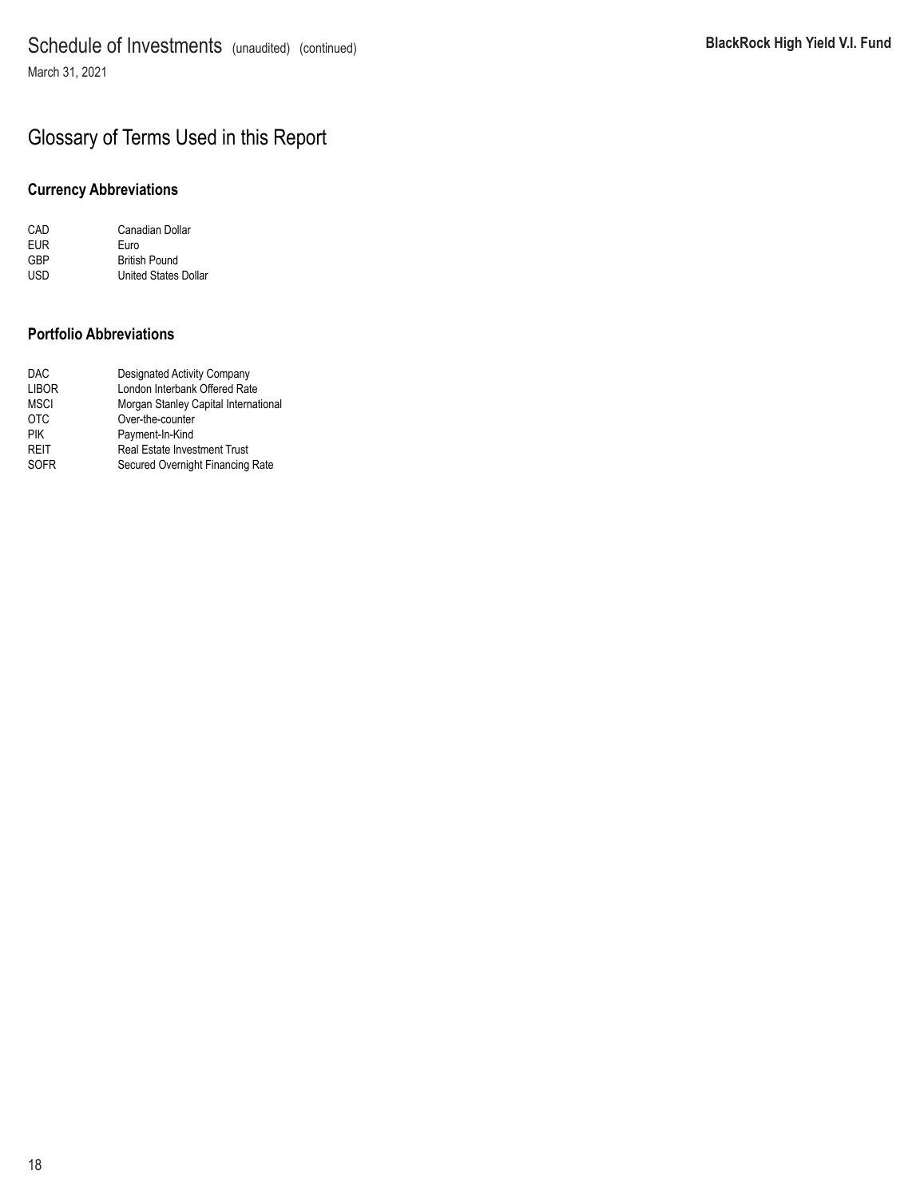# Glossary of Terms Used in this Report

## Currency Abbreviations

| | |
|---|---|
| CAD | Canadian Dollar |
| EUR | Euro |
| GBP | British Pound |
| USD | United States Dollar |

## Portfolio Abbreviations

| | |
|---|---|
| DAC | Designated Activity Company |
| LIBOR | London Interbank Offered Rate |
| MSCI | Morgan Stanley Capital International |
| OTC | Over-the-counter |
| PIK | Payment-In-Kind |
| REIT | Real Estate Investment Trust |
| SOFR | Secured Overnight Financing Rate |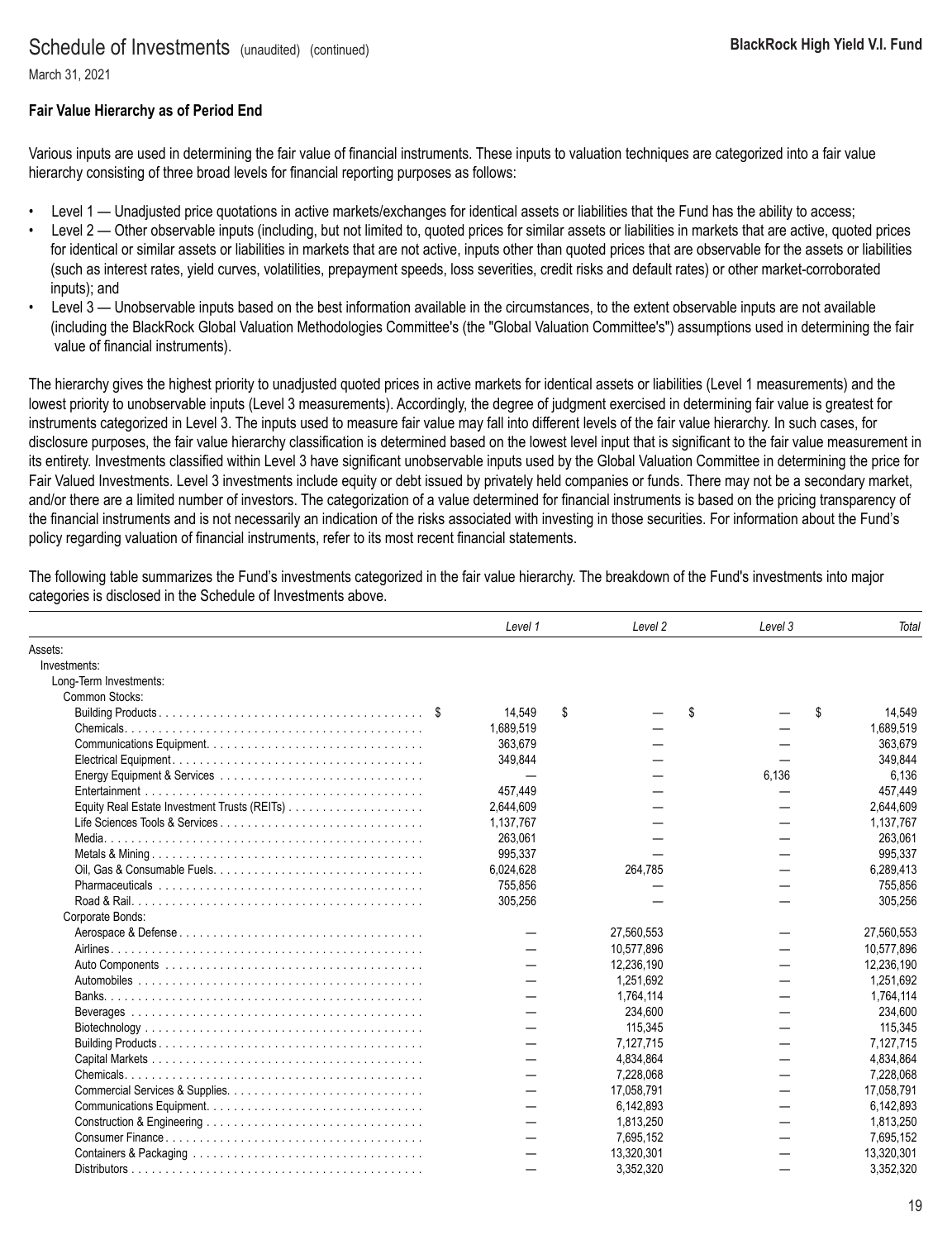Schedule of Investments (unaudited) (continued)

March 31, 2021

**Fair Value Hierarchy as of Period End**

Various inputs are used in determining the fair value of financial instruments. These inputs to valuation techniques are categorized into a fair value hierarchy consisting of three broad levels for financial reporting purposes as follows:

- Level 1 — Unadjusted price quotations in active markets/exchanges for identical assets or liabilities that the Fund has the ability to access;
- Level 2 — Other observable inputs (including, but not limited to, quoted prices for similar assets or liabilities in markets that are active, quoted prices for identical or similar assets or liabilities in markets that are not active, inputs other than quoted prices that are observable for the assets or liabilities (such as interest rates, yield curves, volatilities, prepayment speeds, loss severities, credit risks and default rates) or other market-corroborated inputs); and
- Level 3 — Unobservable inputs based on the best information available in the circumstances, to the extent observable inputs are not available (including the BlackRock Global Valuation Methodologies Committee's (the "Global Valuation Committee's") assumptions used in determining the fair value of financial instruments).

The hierarchy gives the highest priority to unadjusted quoted prices in active markets for identical assets or liabilities (Level 1 measurements) and the lowest priority to unobservable inputs (Level 3 measurements). Accordingly, the degree of judgment exercised in determining fair value is greatest for instruments categorized in Level 3. The inputs used to measure fair value may fall into different levels of the fair value hierarchy. In such cases, for disclosure purposes, the fair value hierarchy classification is determined based on the lowest level input that is significant to the fair value measurement in its entirety. Investments classified within Level 3 have significant unobservable inputs used by the Global Valuation Committee in determining the price for Fair Valued Investments. Level 3 investments include equity or debt issued by privately held companies or funds. There may not be a secondary market, and/or there are a limited number of investors. The categorization of a value determined for financial instruments is based on the pricing transparency of the financial instruments and is not necessarily an indication of the risks associated with investing in those securities. For information about the Fund's policy regarding valuation of financial instruments, refer to its most recent financial statements.

The following table summarizes the Fund's investments categorized in the fair value hierarchy. The breakdown of the Fund's investments into major categories is disclosed in the Schedule of Investments above.

| | *Level 1* | *Level 2* | *Level 3* | *Total* |
|---|---|---|---|---|
| Assets: | | | | |
| Investments: | | | | |
| Long-Term Investments: | | | | |
| Common Stocks: | | | | |
| Building Products | $ 14,549 | $ — | $ — | $ 14,549 |
| Chemicals | 1,689,519 | — | — | 1,689,519 |
| Communications Equipment | 363,679 | — | — | 363,679 |
| Electrical Equipment | 349,844 | — | — | 349,844 |
| Energy Equipment & Services | — | — | 6,136 | 6,136 |
| Entertainment | 457,449 | — | — | 457,449 |
| Equity Real Estate Investment Trusts (REITs) | 2,644,609 | — | — | 2,644,609 |
| Life Sciences Tools & Services | 1,137,767 | — | — | 1,137,767 |
| Media | 263,061 | — | — | 263,061 |
| Metals & Mining | 995,337 | — | — | 995,337 |
| Oil, Gas & Consumable Fuels | 6,024,628 | 264,785 | — | 6,289,413 |
| Pharmaceuticals | 755,856 | — | — | 755,856 |
| Road & Rail | 305,256 | — | — | 305,256 |
| Corporate Bonds: | | | | |
| Aerospace & Defense | — | 27,560,553 | — | 27,560,553 |
| Airlines | — | 10,577,896 | — | 10,577,896 |
| Auto Components | — | 12,236,190 | — | 12,236,190 |
| Automobiles | — | 1,251,692 | — | 1,251,692 |
| Banks | — | 1,764,114 | — | 1,764,114 |
| Beverages | — | 234,600 | — | 234,600 |
| Biotechnology | — | 115,345 | — | 115,345 |
| Building Products | — | 7,127,715 | — | 7,127,715 |
| Capital Markets | — | 4,834,864 | — | 4,834,864 |
| Chemicals | — | 7,228,068 | — | 7,228,068 |
| Commercial Services & Supplies | — | 17,058,791 | — | 17,058,791 |
| Communications Equipment | — | 6,142,893 | — | 6,142,893 |
| Construction & Engineering | — | 1,813,250 | — | 1,813,250 |
| Consumer Finance | — | 7,695,152 | — | 7,695,152 |
| Containers & Packaging | — | 13,320,301 | — | 13,320,301 |
| Distributors | — | 3,352,320 | — | 3,352,320 |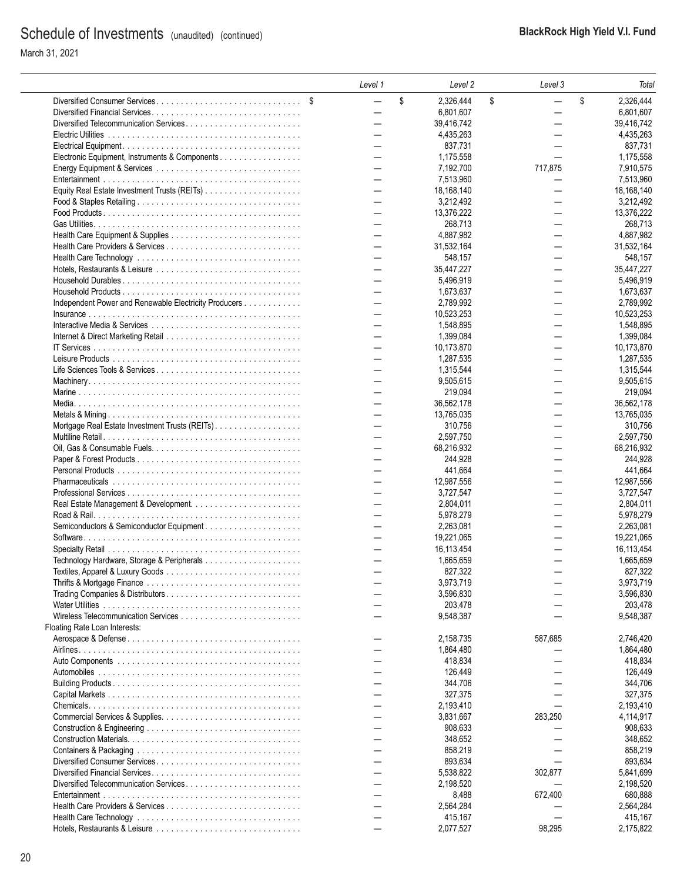# Schedule of Investments (unaudited) (continued)

**BlackRock High Yield V.I. Fund**

March 31, 2021

| | Level 1 | Level 2 | Level 3 | Total |
|---|---|---|---|---|
| Diversified Consumer Services | $ — | $ 2,326,444 | $ — | $ 2,326,444 |
| Diversified Financial Services | — | 6,801,607 | — | 6,801,607 |
| Diversified Telecommunication Services | — | 39,416,742 | — | 39,416,742 |
| Electric Utilities | — | 4,435,263 | — | 4,435,263 |
| Electrical Equipment | — | 837,731 | — | 837,731 |
| Electronic Equipment, Instruments & Components | — | 1,175,558 | — | 1,175,558 |
| Energy Equipment & Services | — | 7,192,700 | 717,875 | 7,910,575 |
| Entertainment | — | 7,513,960 | — | 7,513,960 |
| Equity Real Estate Investment Trusts (REITs) | — | 18,168,140 | — | 18,168,140 |
| Food & Staples Retailing | — | 3,212,492 | — | 3,212,492 |
| Food Products | — | 13,376,222 | — | 13,376,222 |
| Gas Utilities | — | 268,713 | — | 268,713 |
| Health Care Equipment & Supplies | — | 4,887,982 | — | 4,887,982 |
| Health Care Providers & Services | — | 31,532,164 | — | 31,532,164 |
| Health Care Technology | — | 548,157 | — | 548,157 |
| Hotels, Restaurants & Leisure | — | 35,447,227 | — | 35,447,227 |
| Household Durables | — | 5,496,919 | — | 5,496,919 |
| Household Products | — | 1,673,637 | — | 1,673,637 |
| Independent Power and Renewable Electricity Producers | — | 2,789,992 | — | 2,789,992 |
| Insurance | — | 10,523,253 | — | 10,523,253 |
| Interactive Media & Services | — | 1,548,895 | — | 1,548,895 |
| Internet & Direct Marketing Retail | — | 1,399,084 | — | 1,399,084 |
| IT Services | — | 10,173,870 | — | 10,173,870 |
| Leisure Products | — | 1,287,535 | — | 1,287,535 |
| Life Sciences Tools & Services | — | 1,315,544 | — | 1,315,544 |
| Machinery | — | 9,505,615 | — | 9,505,615 |
| Marine | — | 219,094 | — | 219,094 |
| Media | — | 36,562,178 | — | 36,562,178 |
| Metals & Mining | — | 13,765,035 | — | 13,765,035 |
| Mortgage Real Estate Investment Trusts (REITs) | — | 310,756 | — | 310,756 |
| Multiline Retail | — | 2,597,750 | — | 2,597,750 |
| Oil, Gas & Consumable Fuels | — | 68,216,932 | — | 68,216,932 |
| Paper & Forest Products | — | 244,928 | — | 244,928 |
| Personal Products | — | 441,664 | — | 441,664 |
| Pharmaceuticals | — | 12,987,556 | — | 12,987,556 |
| Professional Services | — | 3,727,547 | — | 3,727,547 |
| Real Estate Management & Development | — | 2,804,011 | — | 2,804,011 |
| Road & Rail | — | 5,978,279 | — | 5,978,279 |
| Semiconductors & Semiconductor Equipment | — | 2,263,081 | — | 2,263,081 |
| Software | — | 19,221,065 | — | 19,221,065 |
| Specialty Retail | — | 16,113,454 | — | 16,113,454 |
| Technology Hardware, Storage & Peripherals | — | 1,665,659 | — | 1,665,659 |
| Textiles, Apparel & Luxury Goods | — | 827,322 | — | 827,322 |
| Thrifts & Mortgage Finance | — | 3,973,719 | — | 3,973,719 |
| Trading Companies & Distributors | — | 3,596,830 | — | 3,596,830 |
| Water Utilities | — | 203,478 | — | 203,478 |
| Wireless Telecommunication Services | — | 9,548,387 | — | 9,548,387 |
| Floating Rate Loan Interests: | | | | |
| Aerospace & Defense | — | 2,158,735 | 587,685 | 2,746,420 |
| Airlines | — | 1,864,480 | — | 1,864,480 |
| Auto Components | — | 418,834 | — | 418,834 |
| Automobiles | — | 126,449 | — | 126,449 |
| Building Products | — | 344,706 | — | 344,706 |
| Capital Markets | — | 327,375 | — | 327,375 |
| Chemicals | — | 2,193,410 | — | 2,193,410 |
| Commercial Services & Supplies | — | 3,831,667 | 283,250 | 4,114,917 |
| Construction & Engineering | — | 908,633 | — | 908,633 |
| Construction Materials | — | 348,652 | — | 348,652 |
| Containers & Packaging | — | 858,219 | — | 858,219 |
| Diversified Consumer Services | — | 893,634 | — | 893,634 |
| Diversified Financial Services | — | 5,538,822 | 302,877 | 5,841,699 |
| Diversified Telecommunication Services | — | 2,198,520 | — | 2,198,520 |
| Entertainment | — | 8,488 | 672,400 | 680,888 |
| Health Care Providers & Services | — | 2,564,284 | — | 2,564,284 |
| Health Care Technology | — | 415,167 | — | 415,167 |
| Hotels, Restaurants & Leisure | — | 2,077,527 | 98,295 | 2,175,822 |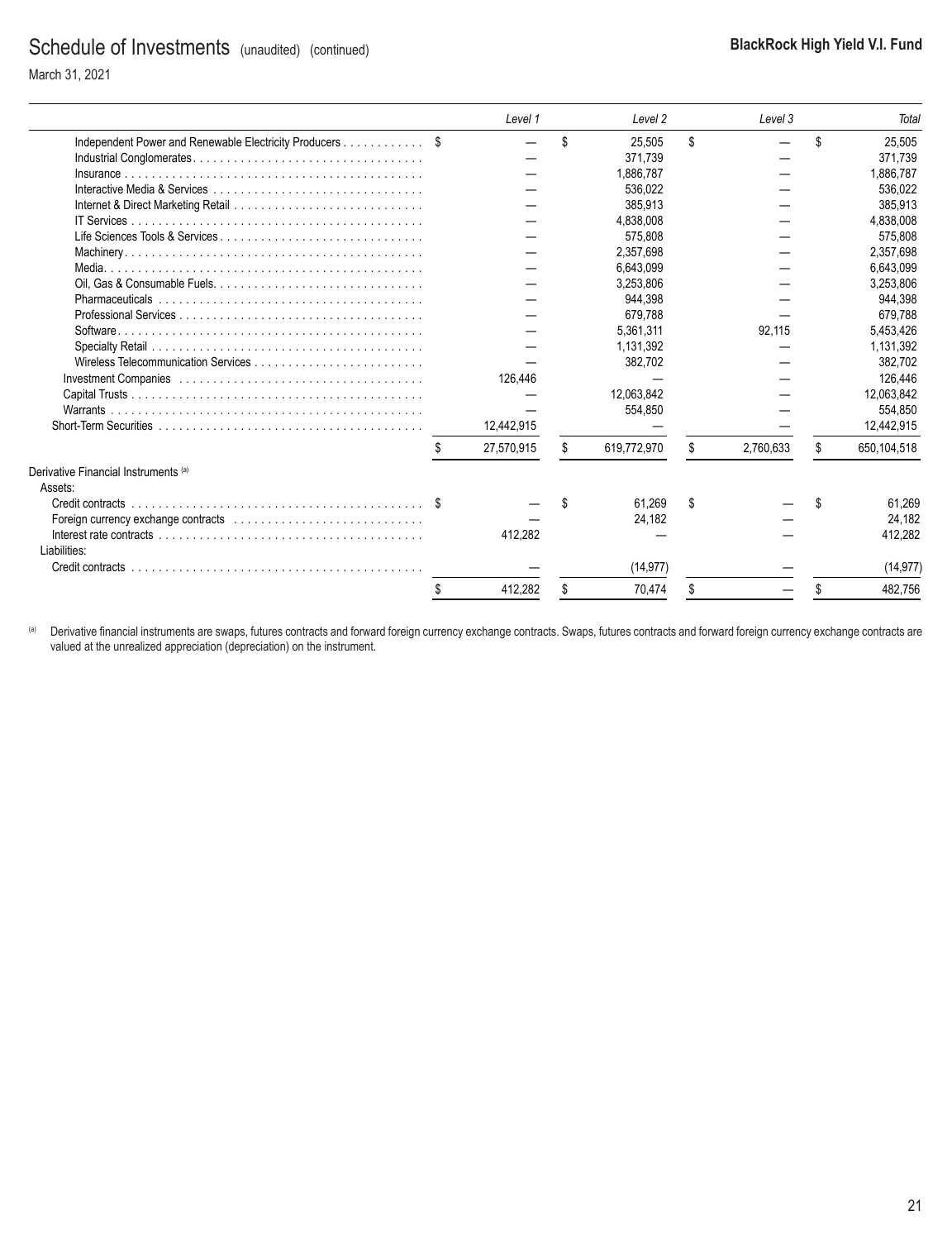# Schedule of Investments (unaudited) (continued)

March 31, 2021

| | Level 1 | Level 2 | Level 3 | Total |
|---|---|---|---|---|
| Independent Power and Renewable Electricity Producers | $ — | $ 25,505 | $ — | $ 25,505 |
| Industrial Conglomerates | — | 371,739 | — | 371,739 |
| Insurance | — | 1,886,787 | — | 1,886,787 |
| Interactive Media & Services | — | 536,022 | — | 536,022 |
| Internet & Direct Marketing Retail | — | 385,913 | — | 385,913 |
| IT Services | — | 4,838,008 | — | 4,838,008 |
| Life Sciences Tools & Services | — | 575,808 | — | 575,808 |
| Machinery | — | 2,357,698 | — | 2,357,698 |
| Media | — | 6,643,099 | — | 6,643,099 |
| Oil, Gas & Consumable Fuels | — | 3,253,806 | — | 3,253,806 |
| Pharmaceuticals | — | 944,398 | — | 944,398 |
| Professional Services | — | 679,788 | — | 679,788 |
| Software | — | 5,361,311 | 92,115 | 5,453,426 |
| Specialty Retail | — | 1,131,392 | — | 1,131,392 |
| Wireless Telecommunication Services | — | 382,702 | — | 382,702 |
| Investment Companies | 126,446 | — | — | 126,446 |
| Capital Trusts | — | 12,063,842 | — | 12,063,842 |
| Warrants | — | 554,850 | — | 554,850 |
| Short-Term Securities | 12,442,915 | — | — | 12,442,915 |
| | $ 27,570,915 | $ 619,772,970 | $ 2,760,633 | $ 650,104,518 |
| Derivative Financial Instruments [(a)] | | | | |
| Assets: | | | | |
| Credit contracts | $ — | $ 61,269 | $ — | $ 61,269 |
| Foreign currency exchange contracts | — | 24,182 | — | 24,182 |
| Interest rate contracts | 412,282 | — | — | 412,282 |
| Liabilities: | | | | |
| Credit contracts | — | (14,977) | — | (14,977) |
| | $ 412,282 | $ 70,474 | $ — | $ 482,756 |

[(a)] Derivative financial instruments are swaps, futures contracts and forward foreign currency exchange contracts. Swaps, futures contracts and forward foreign currency exchange contracts are valued at the unrealized appreciation (depreciation) on the instrument.